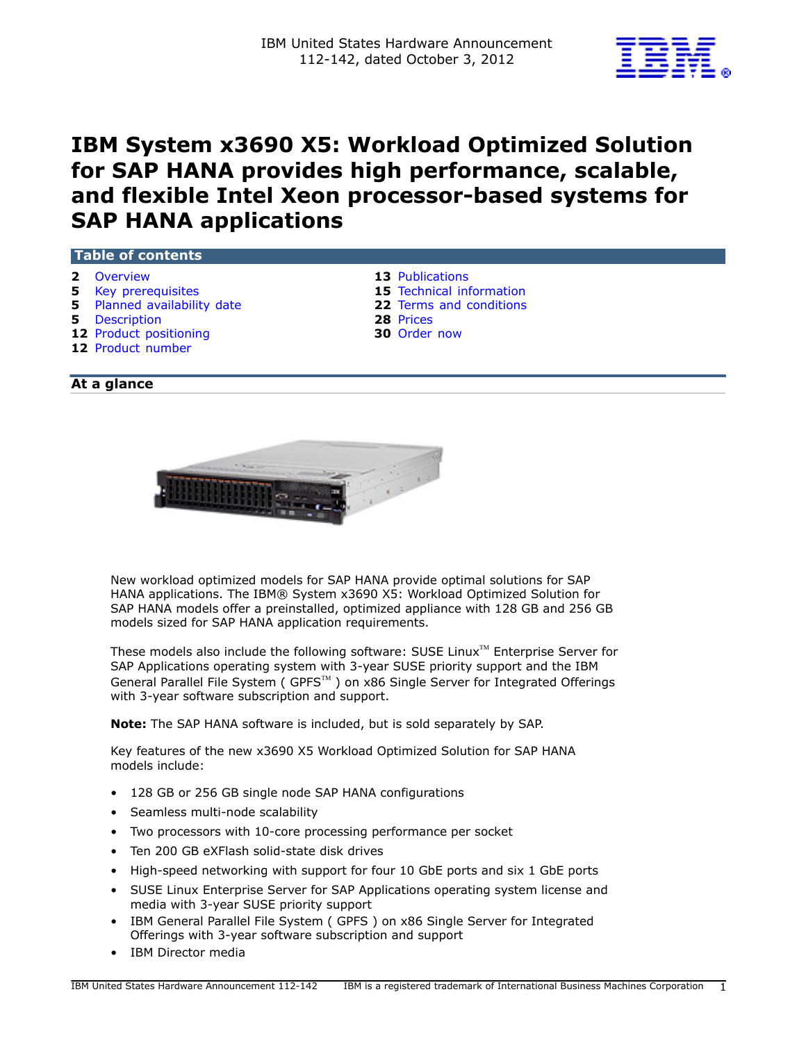IBM United States Hardware Announcement
112-142, dated October 3, 2012

# IBM System x3690 X5: Workload Optimized Solution for SAP HANA provides high performance, scalable, and flexible Intel Xeon processor-based systems for SAP HANA applications

## Table of contents

- 2 Overview
- 5 Key prerequisites
- 5 Planned availability date
- 5 Description
- 12 Product positioning
- 12 Product number
- 13 Publications
- 15 Technical information
- 22 Terms and conditions
- 28 Prices
- 30 Order now

## At a glance

New workload optimized models for SAP HANA provide optimal solutions for SAP HANA applications. The IBM® System x3690 X5: Workload Optimized Solution for SAP HANA models offer a preinstalled, optimized appliance with 128 GB and 256 GB models sized for SAP HANA application requirements.

These models also include the following software: SUSE Linux™ Enterprise Server for SAP Applications operating system with 3-year SUSE priority support and the IBM General Parallel File System ( GPFS™ ) on x86 Single Server for Integrated Offerings with 3-year software subscription and support.

**Note:** The SAP HANA software is included, but is sold separately by SAP.

Key features of the new x3690 X5 Workload Optimized Solution for SAP HANA models include:

- 128 GB or 256 GB single node SAP HANA configurations
- Seamless multi-node scalability
- Two processors with 10-core processing performance per socket
- Ten 200 GB eXFlash solid-state disk drives
- High-speed networking with support for four 10 GbE ports and six 1 GbE ports
- SUSE Linux Enterprise Server for SAP Applications operating system license and media with 3-year SUSE priority support
- IBM General Parallel File System ( GPFS ) on x86 Single Server for Integrated Offerings with 3-year software subscription and support
- IBM Director media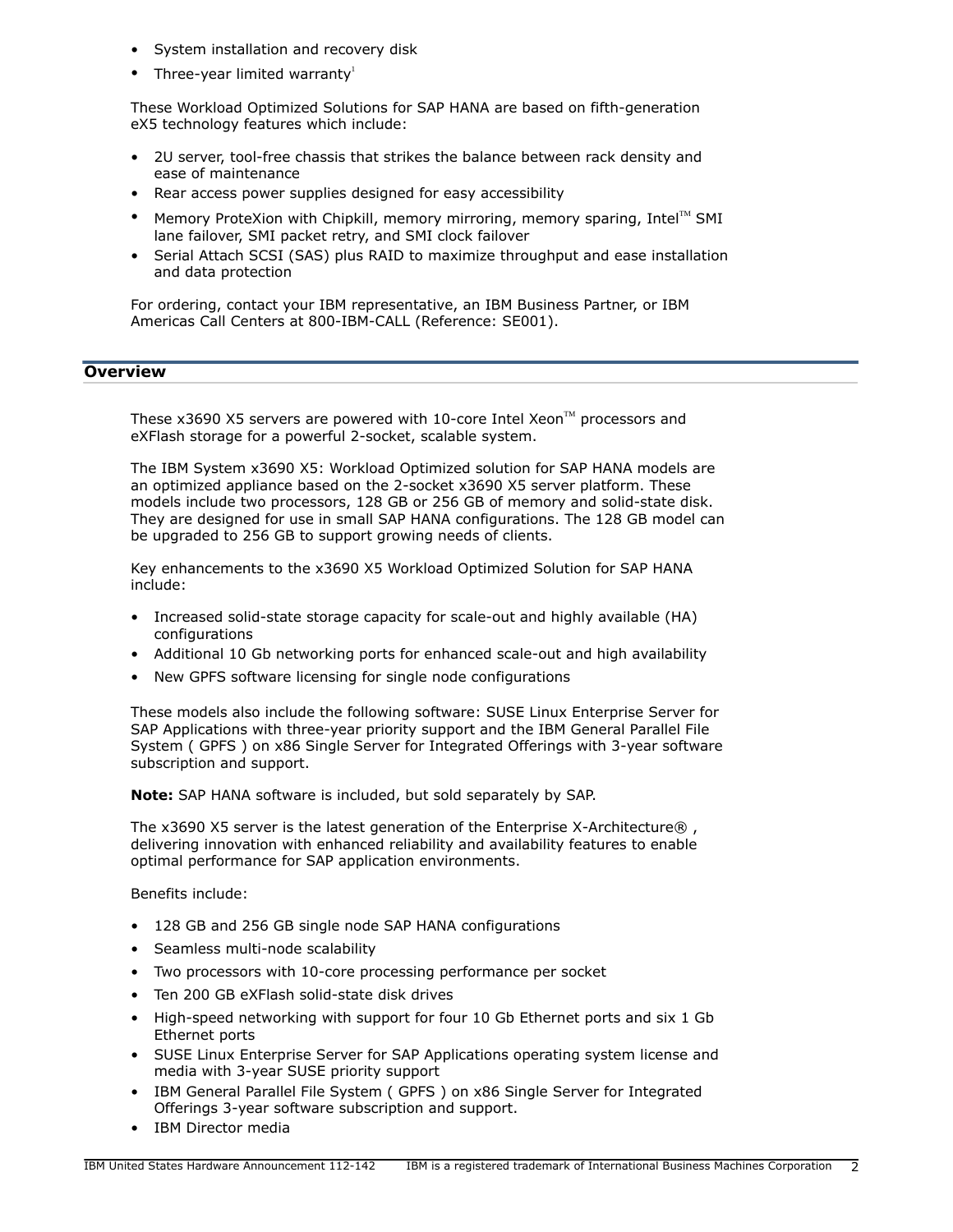- System installation and recovery disk
- Three-year limited warranty[1]

These Workload Optimized Solutions for SAP HANA are based on fifth-generation eX5 technology features which include:

- 2U server, tool-free chassis that strikes the balance between rack density and ease of maintenance
- Rear access power supplies designed for easy accessibility
- Memory ProteXion with Chipkill, memory mirroring, memory sparing, Intel™ SMI lane failover, SMI packet retry, and SMI clock failover
- Serial Attach SCSI (SAS) plus RAID to maximize throughput and ease installation and data protection

For ordering, contact your IBM representative, an IBM Business Partner, or IBM Americas Call Centers at 800-IBM-CALL (Reference: SE001).

## Overview

These x3690 X5 servers are powered with 10-core Intel Xeon™ processors and eXFlash storage for a powerful 2-socket, scalable system.

The IBM System x3690 X5: Workload Optimized solution for SAP HANA models are an optimized appliance based on the 2-socket x3690 X5 server platform. These models include two processors, 128 GB or 256 GB of memory and solid-state disk. They are designed for use in small SAP HANA configurations. The 128 GB model can be upgraded to 256 GB to support growing needs of clients.

Key enhancements to the x3690 X5 Workload Optimized Solution for SAP HANA include:

- Increased solid-state storage capacity for scale-out and highly available (HA) configurations
- Additional 10 Gb networking ports for enhanced scale-out and high availability
- New GPFS software licensing for single node configurations

These models also include the following software: SUSE Linux Enterprise Server for SAP Applications with three-year priority support and the IBM General Parallel File System ( GPFS ) on x86 Single Server for Integrated Offerings with 3-year software subscription and support.

**Note:** SAP HANA software is included, but sold separately by SAP.

The x3690 X5 server is the latest generation of the Enterprise X-Architecture® , delivering innovation with enhanced reliability and availability features to enable optimal performance for SAP application environments.

Benefits include:

- 128 GB and 256 GB single node SAP HANA configurations
- Seamless multi-node scalability
- Two processors with 10-core processing performance per socket
- Ten 200 GB eXFlash solid-state disk drives
- High-speed networking with support for four 10 Gb Ethernet ports and six 1 Gb Ethernet ports
- SUSE Linux Enterprise Server for SAP Applications operating system license and media with 3-year SUSE priority support
- IBM General Parallel File System ( GPFS ) on x86 Single Server for Integrated Offerings 3-year software subscription and support.
- IBM Director media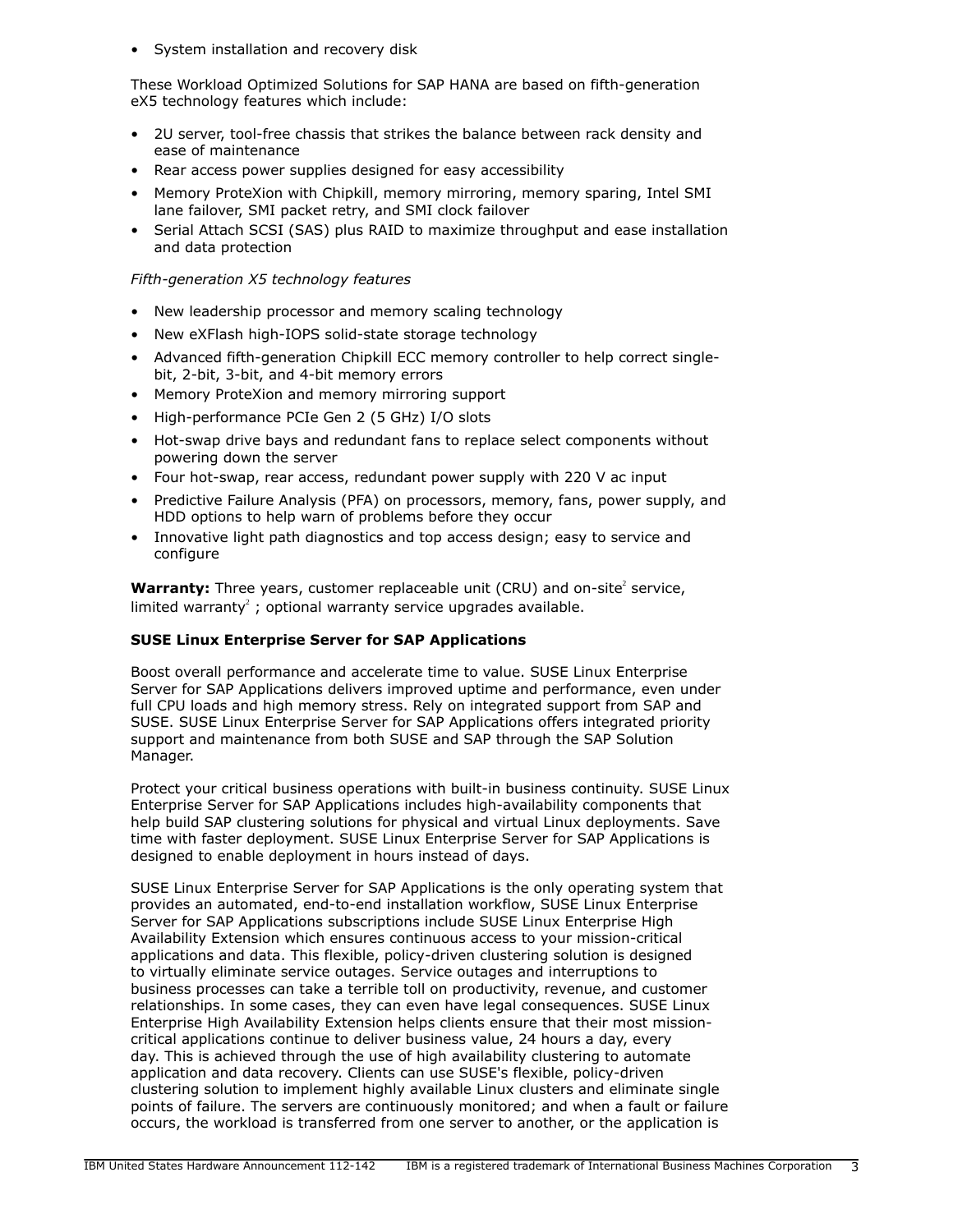- System installation and recovery disk

These Workload Optimized Solutions for SAP HANA are based on fifth-generation eX5 technology features which include:

- 2U server, tool-free chassis that strikes the balance between rack density and ease of maintenance
- Rear access power supplies designed for easy accessibility
- Memory ProteXion with Chipkill, memory mirroring, memory sparing, Intel SMI lane failover, SMI packet retry, and SMI clock failover
- Serial Attach SCSI (SAS) plus RAID to maximize throughput and ease installation and data protection

*Fifth-generation X5 technology features*

- New leadership processor and memory scaling technology
- New eXFlash high-IOPS solid-state storage technology
- Advanced fifth-generation Chipkill ECC memory controller to help correct single-bit, 2-bit, 3-bit, and 4-bit memory errors
- Memory ProteXion and memory mirroring support
- High-performance PCIe Gen 2 (5 GHz) I/O slots
- Hot-swap drive bays and redundant fans to replace select components without powering down the server
- Four hot-swap, rear access, redundant power supply with 220 V ac input
- Predictive Failure Analysis (PFA) on processors, memory, fans, power supply, and HDD options to help warn of problems before they occur
- Innovative light path diagnostics and top access design; easy to service and configure

**Warranty:** Three years, customer replaceable unit (CRU) and on-site[2] service, limited warranty[2] ; optional warranty service upgrades available.

**SUSE Linux Enterprise Server for SAP Applications**

Boost overall performance and accelerate time to value. SUSE Linux Enterprise Server for SAP Applications delivers improved uptime and performance, even under full CPU loads and high memory stress. Rely on integrated support from SAP and SUSE. SUSE Linux Enterprise Server for SAP Applications offers integrated priority support and maintenance from both SUSE and SAP through the SAP Solution Manager.

Protect your critical business operations with built-in business continuity. SUSE Linux Enterprise Server for SAP Applications includes high-availability components that help build SAP clustering solutions for physical and virtual Linux deployments. Save time with faster deployment. SUSE Linux Enterprise Server for SAP Applications is designed to enable deployment in hours instead of days.

SUSE Linux Enterprise Server for SAP Applications is the only operating system that provides an automated, end-to-end installation workflow, SUSE Linux Enterprise Server for SAP Applications subscriptions include SUSE Linux Enterprise High Availability Extension which ensures continuous access to your mission-critical applications and data. This flexible, policy-driven clustering solution is designed to virtually eliminate service outages. Service outages and interruptions to business processes can take a terrible toll on productivity, revenue, and customer relationships. In some cases, they can even have legal consequences. SUSE Linux Enterprise High Availability Extension helps clients ensure that their most mission-critical applications continue to deliver business value, 24 hours a day, every day. This is achieved through the use of high availability clustering to automate application and data recovery. Clients can use SUSE's flexible, policy-driven clustering solution to implement highly available Linux clusters and eliminate single points of failure. The servers are continuously monitored; and when a fault or failure occurs, the workload is transferred from one server to another, or the application is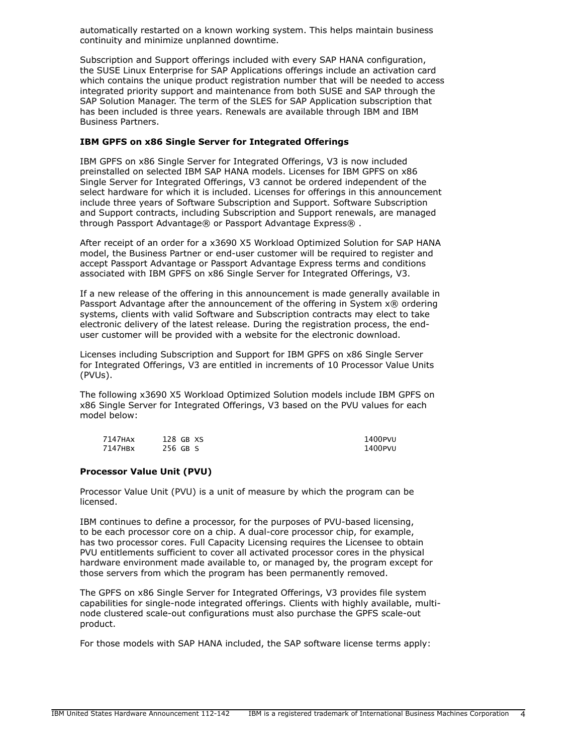automatically restarted on a known working system. This helps maintain business continuity and minimize unplanned downtime.

Subscription and Support offerings included with every SAP HANA configuration, the SUSE Linux Enterprise for SAP Applications offerings include an activation card which contains the unique product registration number that will be needed to access integrated priority support and maintenance from both SUSE and SAP through the SAP Solution Manager. The term of the SLES for SAP Application subscription that has been included is three years. Renewals are available through IBM and IBM Business Partners.

**IBM GPFS on x86 Single Server for Integrated Offerings**

IBM GPFS on x86 Single Server for Integrated Offerings, V3 is now included preinstalled on selected IBM SAP HANA models. Licenses for IBM GPFS on x86 Single Server for Integrated Offerings, V3 cannot be ordered independent of the select hardware for which it is included. Licenses for offerings in this announcement include three years of Software Subscription and Support. Software Subscription and Support contracts, including Subscription and Support renewals, are managed through Passport Advantage® or Passport Advantage Express® .

After receipt of an order for a x3690 X5 Workload Optimized Solution for SAP HANA model, the Business Partner or end-user customer will be required to register and accept Passport Advantage or Passport Advantage Express terms and conditions associated with IBM GPFS on x86 Single Server for Integrated Offerings, V3.

If a new release of the offering in this announcement is made generally available in Passport Advantage after the announcement of the offering in System x® ordering systems, clients with valid Software and Subscription contracts may elect to take electronic delivery of the latest release. During the registration process, the end-user customer will be provided with a website for the electronic download.

Licenses including Subscription and Support for IBM GPFS on x86 Single Server for Integrated Offerings, V3 are entitled in increments of 10 Processor Value Units (PVUs).

The following x3690 X5 Workload Optimized Solution models include IBM GPFS on x86 Single Server for Integrated Offerings, V3 based on the PVU values for each model below:

| | | |
|---|---|---|
| 7147HAx | 128 GB XS | 1400PVU |
| 7147HBx | 256 GB S | 1400PVU |

**Processor Value Unit (PVU)**

Processor Value Unit (PVU) is a unit of measure by which the program can be licensed.

IBM continues to define a processor, for the purposes of PVU-based licensing, to be each processor core on a chip. A dual-core processor chip, for example, has two processor cores. Full Capacity Licensing requires the Licensee to obtain PVU entitlements sufficient to cover all activated processor cores in the physical hardware environment made available to, or managed by, the program except for those servers from which the program has been permanently removed.

The GPFS on x86 Single Server for Integrated Offerings, V3 provides file system capabilities for single-node integrated offerings. Clients with highly available, multi-node clustered scale-out configurations must also purchase the GPFS scale-out product.

For those models with SAP HANA included, the SAP software license terms apply: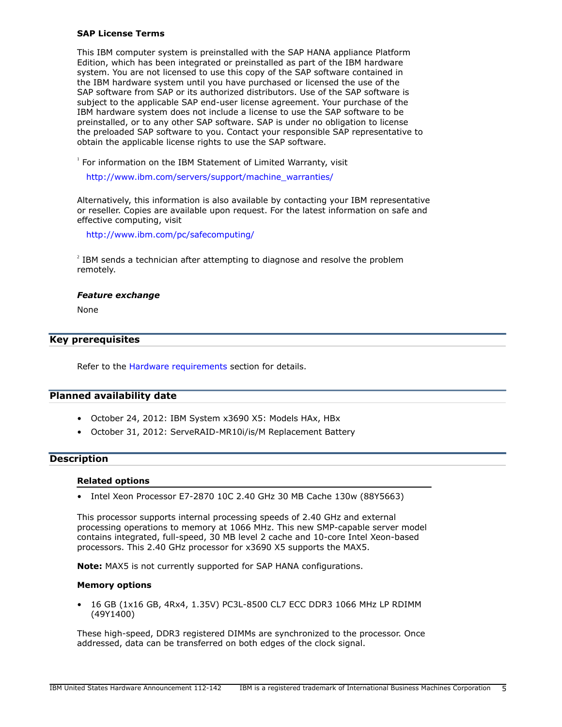**SAP License Terms**

This IBM computer system is preinstalled with the SAP HANA appliance Platform Edition, which has been integrated or preinstalled as part of the IBM hardware system. You are not licensed to use this copy of the SAP software contained in the IBM hardware system until you have purchased or licensed the use of the SAP software from SAP or its authorized distributors. Use of the SAP software is subject to the applicable SAP end-user license agreement. Your purchase of the IBM hardware system does not include a license to use the SAP software to be preinstalled, or to any other SAP software. SAP is under no obligation to license the preloaded SAP software to you. Contact your responsible SAP representative to obtain the applicable license rights to use the SAP software.

[1] For information on the IBM Statement of Limited Warranty, visit

http://www.ibm.com/servers/support/machine_warranties/

Alternatively, this information is also available by contacting your IBM representative or reseller. Copies are available upon request. For the latest information on safe and effective computing, visit

http://www.ibm.com/pc/safecomputing/

[2] IBM sends a technician after attempting to diagnose and resolve the problem remotely.

***Feature exchange***

None

## Key prerequisites

Refer to the Hardware requirements section for details.

## Planned availability date

- October 24, 2012: IBM System x3690 X5: Models HAx, HBx
- October 31, 2012: ServeRAID-MR10i/is/M Replacement Battery

## Description

### Related options

- Intel Xeon Processor E7-2870 10C 2.40 GHz 30 MB Cache 130w (88Y5663)

This processor supports internal processing speeds of 2.40 GHz and external processing operations to memory at 1066 MHz. This new SMP-capable server model contains integrated, full-speed, 30 MB level 2 cache and 10-core Intel Xeon-based processors. This 2.40 GHz processor for x3690 X5 supports the MAX5.

**Note:** MAX5 is not currently supported for SAP HANA configurations.

**Memory options**

- 16 GB (1x16 GB, 4Rx4, 1.35V) PC3L-8500 CL7 ECC DDR3 1066 MHz LP RDIMM (49Y1400)

These high-speed, DDR3 registered DIMMs are synchronized to the processor. Once addressed, data can be transferred on both edges of the clock signal.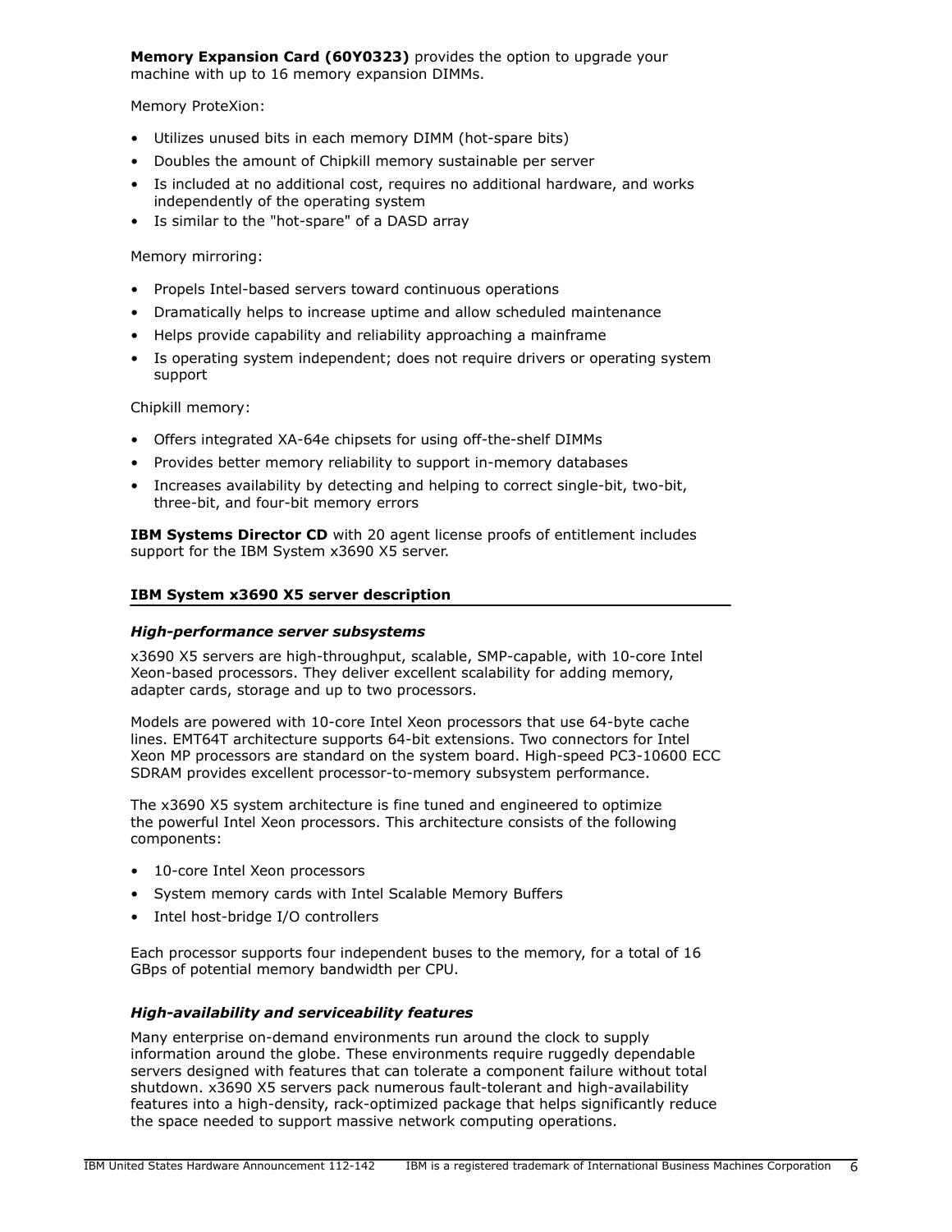**Memory Expansion Card (60Y0323)** provides the option to upgrade your machine with up to 16 memory expansion DIMMs.

Memory ProteXion:

- Utilizes unused bits in each memory DIMM (hot-spare bits)
- Doubles the amount of Chipkill memory sustainable per server
- Is included at no additional cost, requires no additional hardware, and works independently of the operating system
- Is similar to the "hot-spare" of a DASD array

Memory mirroring:

- Propels Intel-based servers toward continuous operations
- Dramatically helps to increase uptime and allow scheduled maintenance
- Helps provide capability and reliability approaching a mainframe
- Is operating system independent; does not require drivers or operating system support

Chipkill memory:

- Offers integrated XA-64e chipsets for using off-the-shelf DIMMs
- Provides better memory reliability to support in-memory databases
- Increases availability by detecting and helping to correct single-bit, two-bit, three-bit, and four-bit memory errors

**IBM Systems Director CD** with 20 agent license proofs of entitlement includes support for the IBM System x3690 X5 server.

## IBM System x3690 X5 server description

### *High-performance server subsystems*

x3690 X5 servers are high-throughput, scalable, SMP-capable, with 10-core Intel Xeon-based processors. They deliver excellent scalability for adding memory, adapter cards, storage and up to two processors.

Models are powered with 10-core Intel Xeon processors that use 64-byte cache lines. EMT64T architecture supports 64-bit extensions. Two connectors for Intel Xeon MP processors are standard on the system board. High-speed PC3-10600 ECC SDRAM provides excellent processor-to-memory subsystem performance.

The x3690 X5 system architecture is fine tuned and engineered to optimize the powerful Intel Xeon processors. This architecture consists of the following components:

- 10-core Intel Xeon processors
- System memory cards with Intel Scalable Memory Buffers
- Intel host-bridge I/O controllers

Each processor supports four independent buses to the memory, for a total of 16 GBps of potential memory bandwidth per CPU.

### *High-availability and serviceability features*

Many enterprise on-demand environments run around the clock to supply information around the globe. These environments require ruggedly dependable servers designed with features that can tolerate a component failure without total shutdown. x3690 X5 servers pack numerous fault-tolerant and high-availability features into a high-density, rack-optimized package that helps significantly reduce the space needed to support massive network computing operations.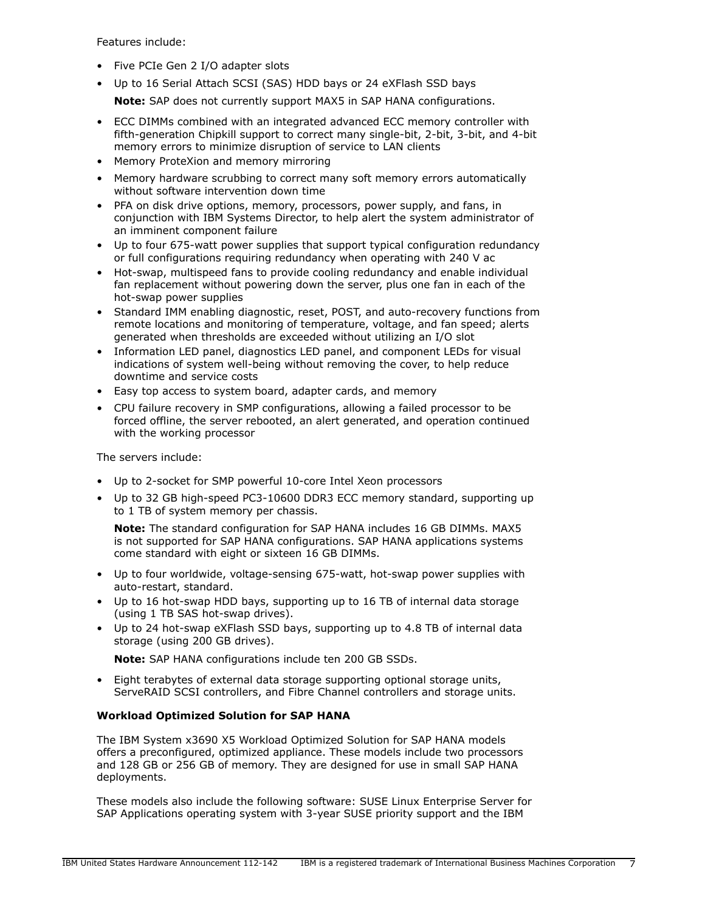Features include:

- Five PCIe Gen 2 I/O adapter slots
- Up to 16 Serial Attach SCSI (SAS) HDD bays or 24 eXFlash SSD bays

  **Note:** SAP does not currently support MAX5 in SAP HANA configurations.

- ECC DIMMs combined with an integrated advanced ECC memory controller with fifth-generation Chipkill support to correct many single-bit, 2-bit, 3-bit, and 4-bit memory errors to minimize disruption of service to LAN clients
- Memory ProteXion and memory mirroring
- Memory hardware scrubbing to correct many soft memory errors automatically without software intervention down time
- PFA on disk drive options, memory, processors, power supply, and fans, in conjunction with IBM Systems Director, to help alert the system administrator of an imminent component failure
- Up to four 675-watt power supplies that support typical configuration redundancy or full configurations requiring redundancy when operating with 240 V ac
- Hot-swap, multispeed fans to provide cooling redundancy and enable individual fan replacement without powering down the server, plus one fan in each of the hot-swap power supplies
- Standard IMM enabling diagnostic, reset, POST, and auto-recovery functions from remote locations and monitoring of temperature, voltage, and fan speed; alerts generated when thresholds are exceeded without utilizing an I/O slot
- Information LED panel, diagnostics LED panel, and component LEDs for visual indications of system well-being without removing the cover, to help reduce downtime and service costs
- Easy top access to system board, adapter cards, and memory
- CPU failure recovery in SMP configurations, allowing a failed processor to be forced offline, the server rebooted, an alert generated, and operation continued with the working processor

The servers include:

- Up to 2-socket for SMP powerful 10-core Intel Xeon processors
- Up to 32 GB high-speed PC3-10600 DDR3 ECC memory standard, supporting up to 1 TB of system memory per chassis.

  **Note:** The standard configuration for SAP HANA includes 16 GB DIMMs. MAX5 is not supported for SAP HANA configurations. SAP HANA applications systems come standard with eight or sixteen 16 GB DIMMs.

- Up to four worldwide, voltage-sensing 675-watt, hot-swap power supplies with auto-restart, standard.
- Up to 16 hot-swap HDD bays, supporting up to 16 TB of internal data storage (using 1 TB SAS hot-swap drives).
- Up to 24 hot-swap eXFlash SSD bays, supporting up to 4.8 TB of internal data storage (using 200 GB drives).

  **Note:** SAP HANA configurations include ten 200 GB SSDs.

- Eight terabytes of external data storage supporting optional storage units, ServeRAID SCSI controllers, and Fibre Channel controllers and storage units.

**Workload Optimized Solution for SAP HANA**

The IBM System x3690 X5 Workload Optimized Solution for SAP HANA models offers a preconfigured, optimized appliance. These models include two processors and 128 GB or 256 GB of memory. They are designed for use in small SAP HANA deployments.

These models also include the following software: SUSE Linux Enterprise Server for SAP Applications operating system with 3-year SUSE priority support and the IBM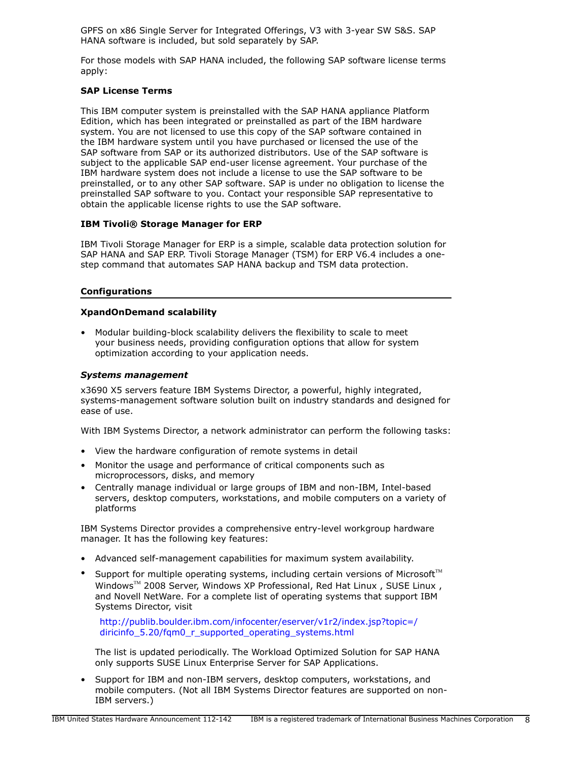GPFS on x86 Single Server for Integrated Offerings, V3 with 3-year SW S&S. SAP HANA software is included, but sold separately by SAP.

For those models with SAP HANA included, the following SAP software license terms apply:

**SAP License Terms**

This IBM computer system is preinstalled with the SAP HANA appliance Platform Edition, which has been integrated or preinstalled as part of the IBM hardware system. You are not licensed to use this copy of the SAP software contained in the IBM hardware system until you have purchased or licensed the use of the SAP software from SAP or its authorized distributors. Use of the SAP software is subject to the applicable SAP end-user license agreement. Your purchase of the IBM hardware system does not include a license to use the SAP software to be preinstalled, or to any other SAP software. SAP is under no obligation to license the preinstalled SAP software to you. Contact your responsible SAP representative to obtain the applicable license rights to use the SAP software.

**IBM Tivoli® Storage Manager for ERP**

IBM Tivoli Storage Manager for ERP is a simple, scalable data protection solution for SAP HANA and SAP ERP. Tivoli Storage Manager (TSM) for ERP V6.4 includes a one-step command that automates SAP HANA backup and TSM data protection.

## Configurations

**XpandOnDemand scalability**

- Modular building-block scalability delivers the flexibility to scale to meet your business needs, providing configuration options that allow for system optimization according to your application needs.

***Systems management***

x3690 X5 servers feature IBM Systems Director, a powerful, highly integrated, systems-management software solution built on industry standards and designed for ease of use.

With IBM Systems Director, a network administrator can perform the following tasks:

- View the hardware configuration of remote systems in detail
- Monitor the usage and performance of critical components such as microprocessors, disks, and memory
- Centrally manage individual or large groups of IBM and non-IBM, Intel-based servers, desktop computers, workstations, and mobile computers on a variety of platforms

IBM Systems Director provides a comprehensive entry-level workgroup hardware manager. It has the following key features:

- Advanced self-management capabilities for maximum system availability.
- Support for multiple operating systems, including certain versions of Microsoft™ Windows™ 2008 Server, Windows XP Professional, Red Hat Linux , SUSE Linux , and Novell NetWare. For a complete list of operating systems that support IBM Systems Director, visit

  http://publib.boulder.ibm.com/infocenter/eserver/v1r2/index.jsp?topic=/diricinfo_5.20/fqm0_r_supported_operating_systems.html

  The list is updated periodically. The Workload Optimized Solution for SAP HANA only supports SUSE Linux Enterprise Server for SAP Applications.
- Support for IBM and non-IBM servers, desktop computers, workstations, and mobile computers. (Not all IBM Systems Director features are supported on non-IBM servers.)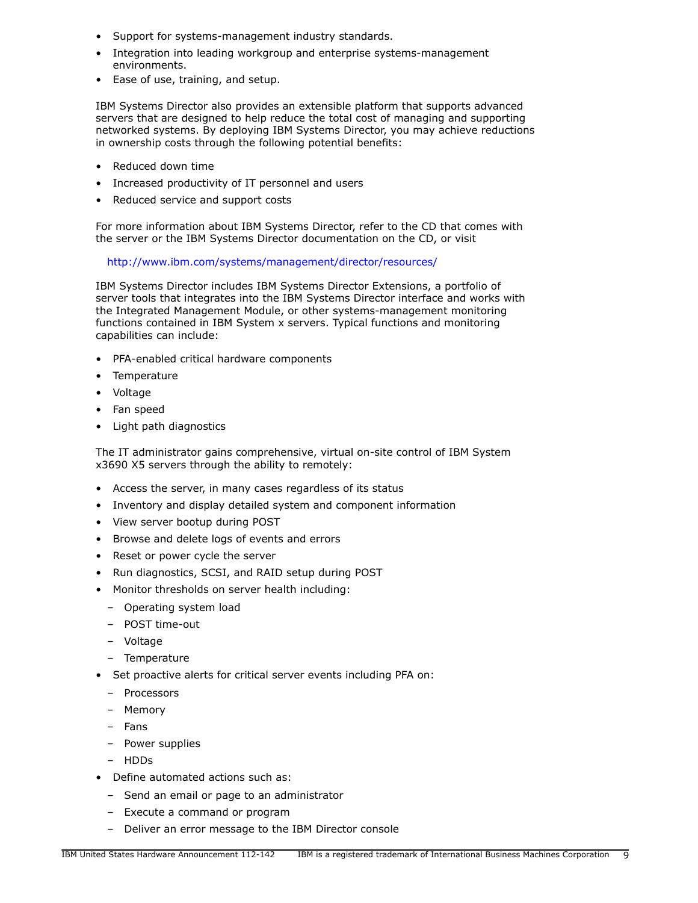- Support for systems-management industry standards.
- Integration into leading workgroup and enterprise systems-management environments.
- Ease of use, training, and setup.

IBM Systems Director also provides an extensible platform that supports advanced servers that are designed to help reduce the total cost of managing and supporting networked systems. By deploying IBM Systems Director, you may achieve reductions in ownership costs through the following potential benefits:

- Reduced down time
- Increased productivity of IT personnel and users
- Reduced service and support costs

For more information about IBM Systems Director, refer to the CD that comes with the server or the IBM Systems Director documentation on the CD, or visit

http://www.ibm.com/systems/management/director/resources/

IBM Systems Director includes IBM Systems Director Extensions, a portfolio of server tools that integrates into the IBM Systems Director interface and works with the Integrated Management Module, or other systems-management monitoring functions contained in IBM System x servers. Typical functions and monitoring capabilities can include:

- PFA-enabled critical hardware components
- Temperature
- Voltage
- Fan speed
- Light path diagnostics

The IT administrator gains comprehensive, virtual on-site control of IBM System x3690 X5 servers through the ability to remotely:

- Access the server, in many cases regardless of its status
- Inventory and display detailed system and component information
- View server bootup during POST
- Browse and delete logs of events and errors
- Reset or power cycle the server
- Run diagnostics, SCSI, and RAID setup during POST
- Monitor thresholds on server health including:
  - Operating system load
  - POST time-out
  - Voltage
  - Temperature
- Set proactive alerts for critical server events including PFA on:
  - Processors
  - Memory
  - Fans
  - Power supplies
  - HDDs
- Define automated actions such as:
  - Send an email or page to an administrator
  - Execute a command or program
  - Deliver an error message to the IBM Director console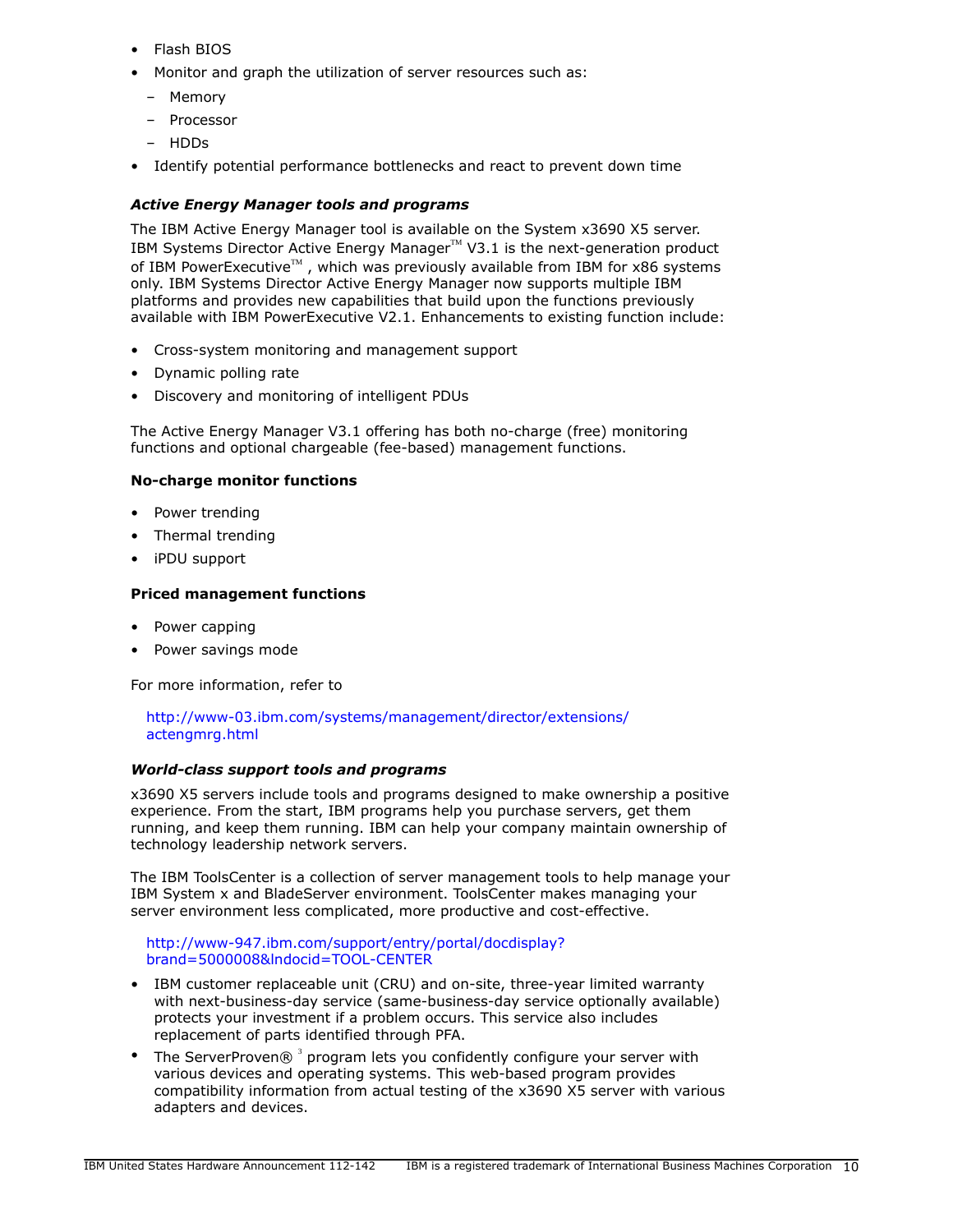- Flash BIOS
- Monitor and graph the utilization of server resources such as:
  - Memory
  - Processor
  - HDDs
- Identify potential performance bottlenecks and react to prevent down time

### *Active Energy Manager tools and programs*

The IBM Active Energy Manager tool is available on the System x3690 X5 server. IBM Systems Director Active Energy Manager™ V3.1 is the next-generation product of IBM PowerExecutive™ , which was previously available from IBM for x86 systems only. IBM Systems Director Active Energy Manager now supports multiple IBM platforms and provides new capabilities that build upon the functions previously available with IBM PowerExecutive V2.1. Enhancements to existing function include:

- Cross-system monitoring and management support
- Dynamic polling rate
- Discovery and monitoring of intelligent PDUs

The Active Energy Manager V3.1 offering has both no-charge (free) monitoring functions and optional chargeable (fee-based) management functions.

**No-charge monitor functions**

- Power trending
- Thermal trending
- iPDU support

**Priced management functions**

- Power capping
- Power savings mode

For more information, refer to

http://www-03.ibm.com/systems/management/director/extensions/actengmrg.html

### *World-class support tools and programs*

x3690 X5 servers include tools and programs designed to make ownership a positive experience. From the start, IBM programs help you purchase servers, get them running, and keep them running. IBM can help your company maintain ownership of technology leadership network servers.

The IBM ToolsCenter is a collection of server management tools to help manage your IBM System x and BladeServer environment. ToolsCenter makes managing your server environment less complicated, more productive and cost-effective.

http://www-947.ibm.com/support/entry/portal/docdisplay?brand=5000008&lndocid=TOOL-CENTER

- IBM customer replaceable unit (CRU) and on-site, three-year limited warranty with next-business-day service (same-business-day service optionally available) protects your investment if a problem occurs. This service also includes replacement of parts identified through PFA.
- The ServerProven® [3] program lets you confidently configure your server with various devices and operating systems. This web-based program provides compatibility information from actual testing of the x3690 X5 server with various adapters and devices.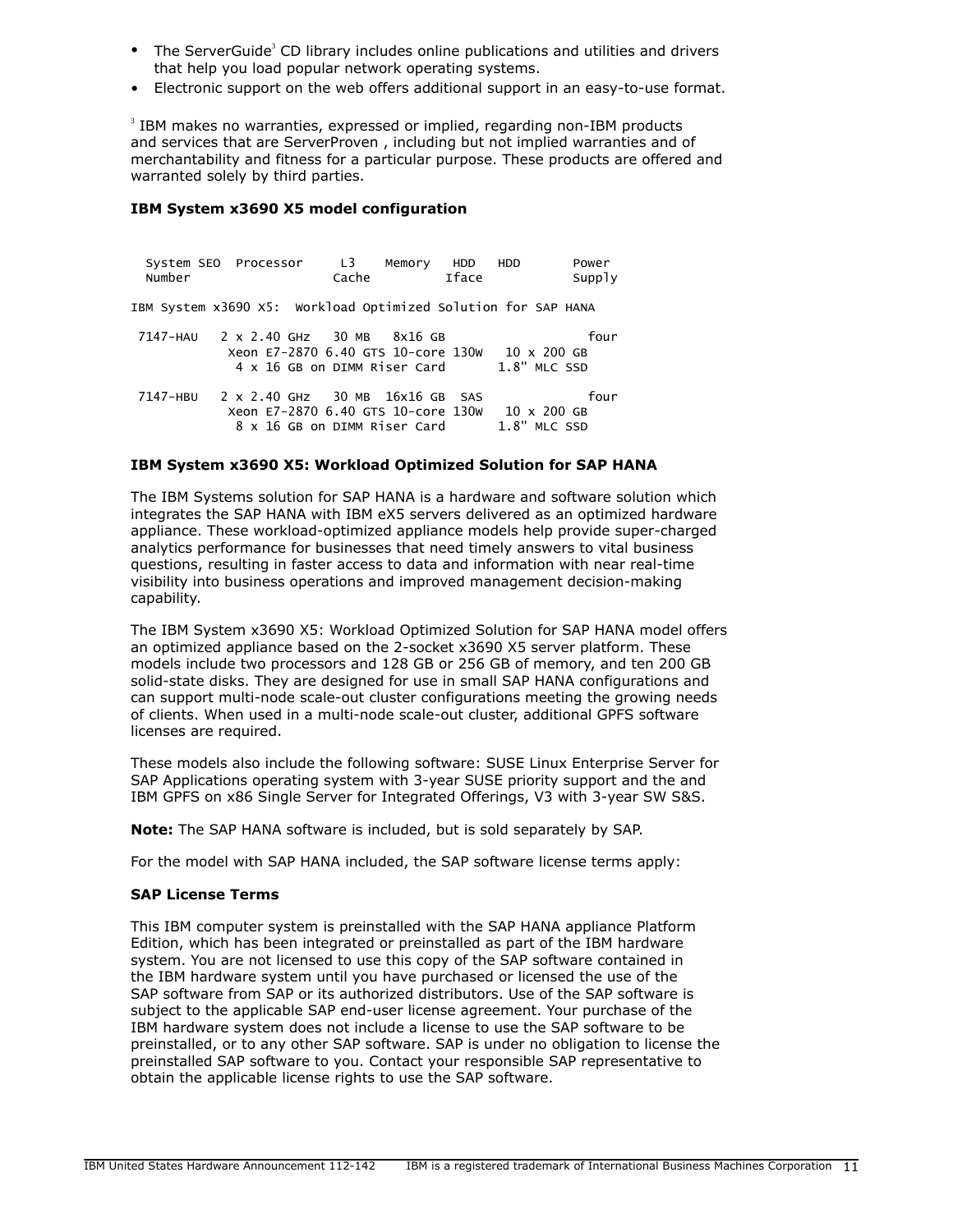- The ServerGuide[3] CD library includes online publications and utilities and drivers that help you load popular network operating systems.
- Electronic support on the web offers additional support in an easy-to-use format.

[3] IBM makes no warranties, expressed or implied, regarding non-IBM products and services that are ServerProven , including but not implied warranties and of merchantability and fitness for a particular purpose. These products are offered and warranted solely by third parties.

**IBM System x3690 X5 model configuration**

```
  System SEO  Processor     L3    Memory   HDD   HDD       Power
  Number                   Cache          Iface            Supply

IBM System x3690 X5:  Workload Optimized Solution for SAP HANA

 7147-HAU   2 x 2.40 GHz   30 MB   8x16 GB                    four
            Xeon E7-2870 6.40 GTS 10-core 130W   10 x 200 GB
             4 x 16 GB on DIMM Riser Card       1.8" MLC SSD

 7147-HBU   2 x 2.40 GHz   30 MB  16x16 GB  SAS               four
            Xeon E7-2870 6.40 GTS 10-core 130W   10 x 200 GB
             8 x 16 GB on DIMM Riser Card       1.8" MLC SSD
```

**IBM System x3690 X5: Workload Optimized Solution for SAP HANA**

The IBM Systems solution for SAP HANA is a hardware and software solution which integrates the SAP HANA with IBM eX5 servers delivered as an optimized hardware appliance. These workload-optimized appliance models help provide super-charged analytics performance for businesses that need timely answers to vital business questions, resulting in faster access to data and information with near real-time visibility into business operations and improved management decision-making capability.

The IBM System x3690 X5: Workload Optimized Solution for SAP HANA model offers an optimized appliance based on the 2-socket x3690 X5 server platform. These models include two processors and 128 GB or 256 GB of memory, and ten 200 GB solid-state disks. They are designed for use in small SAP HANA configurations and can support multi-node scale-out cluster configurations meeting the growing needs of clients. When used in a multi-node scale-out cluster, additional GPFS software licenses are required.

These models also include the following software: SUSE Linux Enterprise Server for SAP Applications operating system with 3-year SUSE priority support and the and IBM GPFS on x86 Single Server for Integrated Offerings, V3 with 3-year SW S&S.

**Note:** The SAP HANA software is included, but is sold separately by SAP.

For the model with SAP HANA included, the SAP software license terms apply:

**SAP License Terms**

This IBM computer system is preinstalled with the SAP HANA appliance Platform Edition, which has been integrated or preinstalled as part of the IBM hardware system. You are not licensed to use this copy of the SAP software contained in the IBM hardware system until you have purchased or licensed the use of the SAP software from SAP or its authorized distributors. Use of the SAP software is subject to the applicable SAP end-user license agreement. Your purchase of the IBM hardware system does not include a license to use the SAP software to be preinstalled, or to any other SAP software. SAP is under no obligation to license the preinstalled SAP software to you. Contact your responsible SAP representative to obtain the applicable license rights to use the SAP software.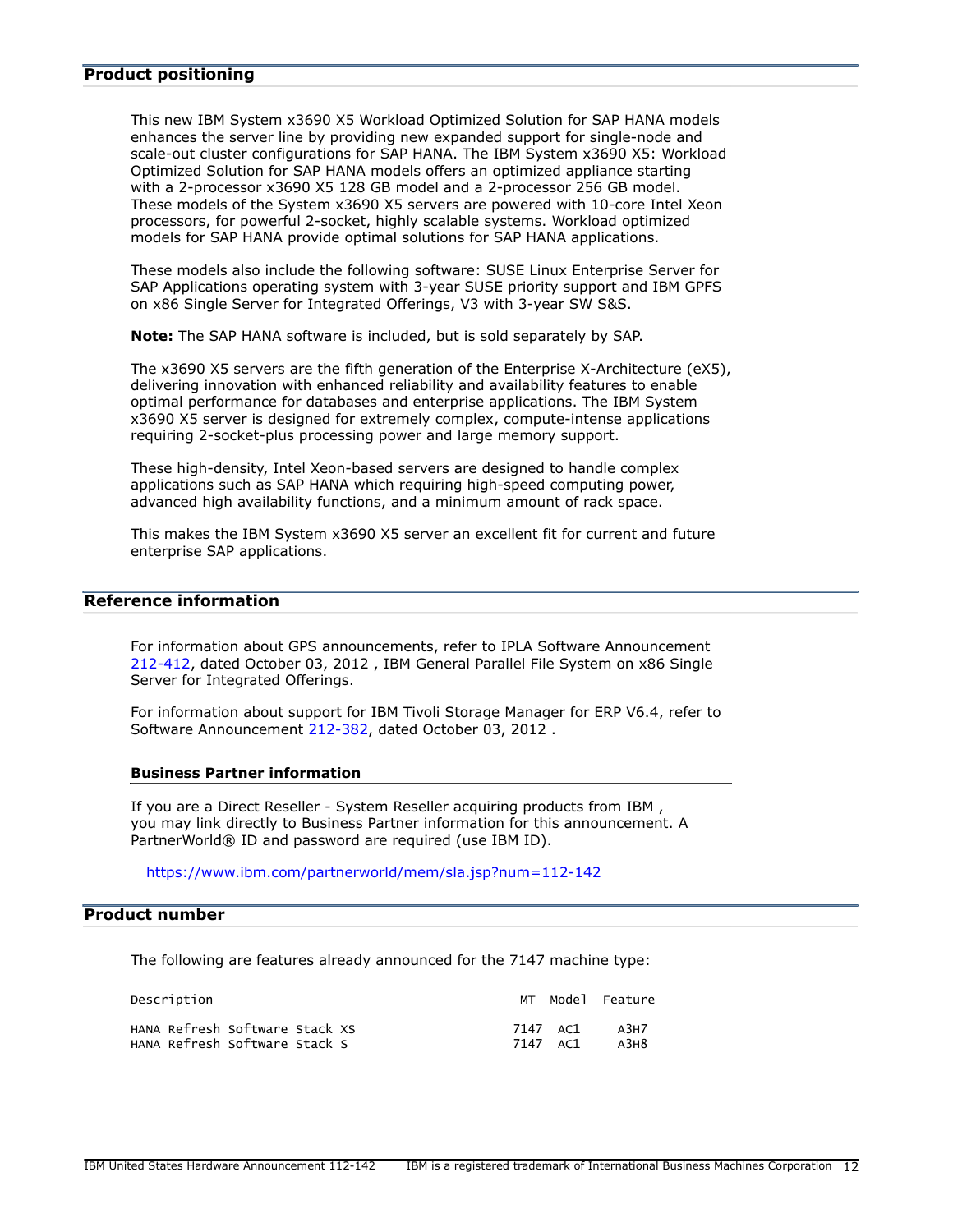## Product positioning

This new IBM System x3690 X5 Workload Optimized Solution for SAP HANA models enhances the server line by providing new expanded support for single-node and scale-out cluster configurations for SAP HANA. The IBM System x3690 X5: Workload Optimized Solution for SAP HANA models offers an optimized appliance starting with a 2-processor x3690 X5 128 GB model and a 2-processor 256 GB model. These models of the System x3690 X5 servers are powered with 10-core Intel Xeon processors, for powerful 2-socket, highly scalable systems. Workload optimized models for SAP HANA provide optimal solutions for SAP HANA applications.

These models also include the following software: SUSE Linux Enterprise Server for SAP Applications operating system with 3-year SUSE priority support and IBM GPFS on x86 Single Server for Integrated Offerings, V3 with 3-year SW S&S.

**Note:** The SAP HANA software is included, but is sold separately by SAP.

The x3690 X5 servers are the fifth generation of the Enterprise X-Architecture (eX5), delivering innovation with enhanced reliability and availability features to enable optimal performance for databases and enterprise applications. The IBM System x3690 X5 server is designed for extremely complex, compute-intense applications requiring 2-socket-plus processing power and large memory support.

These high-density, Intel Xeon-based servers are designed to handle complex applications such as SAP HANA which requiring high-speed computing power, advanced high availability functions, and a minimum amount of rack space.

This makes the IBM System x3690 X5 server an excellent fit for current and future enterprise SAP applications.

## Reference information

For information about GPS announcements, refer to IPLA Software Announcement 212-412, dated October 03, 2012 , IBM General Parallel File System on x86 Single Server for Integrated Offerings.

For information about support for IBM Tivoli Storage Manager for ERP V6.4, refer to Software Announcement 212-382, dated October 03, 2012 .

### Business Partner information

If you are a Direct Reseller - System Reseller acquiring products from IBM , you may link directly to Business Partner information for this announcement. A PartnerWorld® ID and password are required (use IBM ID).

https://www.ibm.com/partnerworld/mem/sla.jsp?num=112-142

## Product number

The following are features already announced for the 7147 machine type:

| Description | MT | Model | Feature |
|---|---|---|---|
| HANA Refresh Software Stack XS | 7147 | AC1 | A3H7 |
| HANA Refresh Software Stack S | 7147 | AC1 | A3H8 |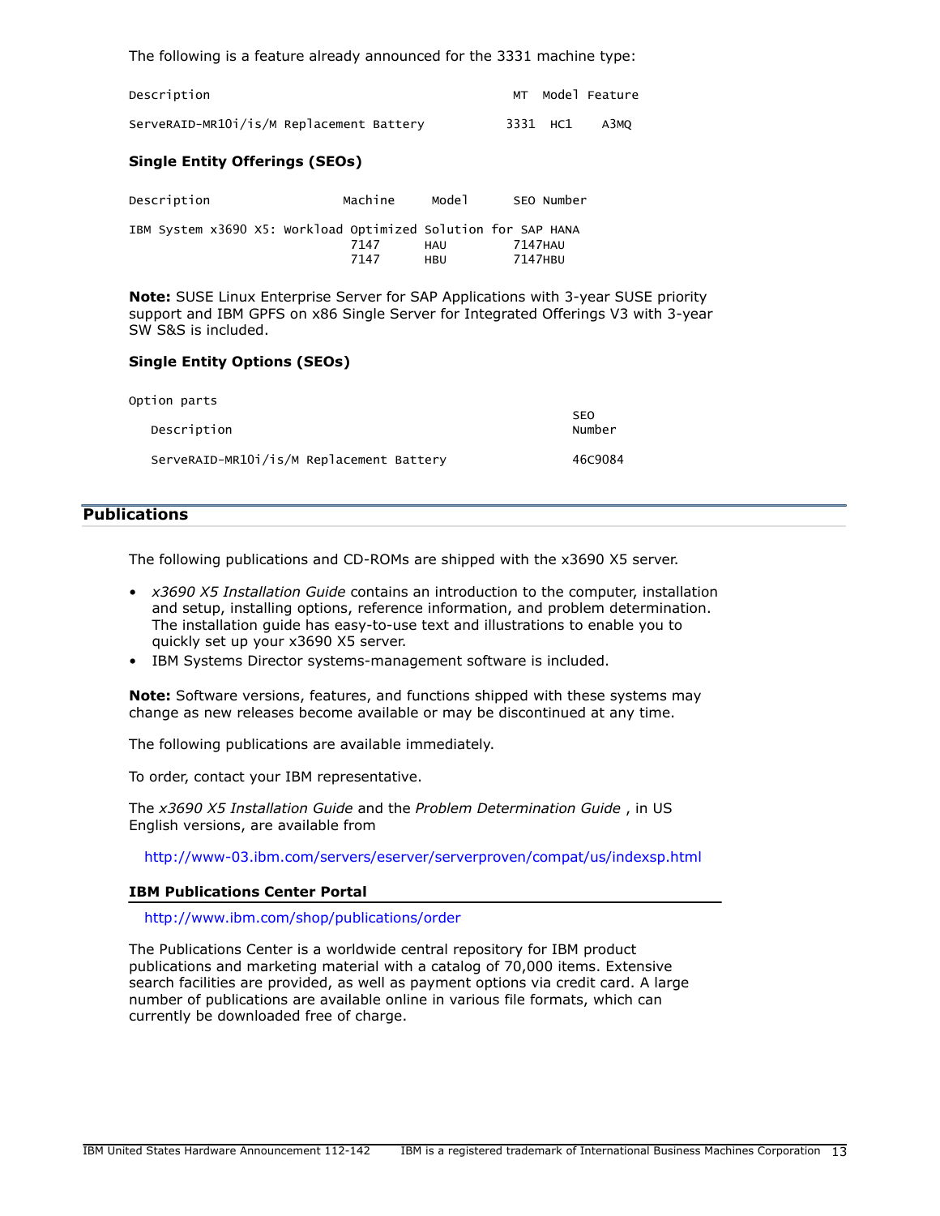The following is a feature already announced for the 3331 machine type:

| Description | MT | Model | Feature |
|---|---|---|---|
| ServeRAID-MR10i/is/M Replacement Battery | 3331 | HC1 | A3MQ |

### Single Entity Offerings (SEOs)

| Description | Machine | Model | SEO Number |
|---|---|---|---|
| IBM System x3690 X5: Workload Optimized Solution for SAP HANA | | | |
| | 7147 | HAU | 7147HAU |
| | 7147 | HBU | 7147HBU |

**Note:** SUSE Linux Enterprise Server for SAP Applications with 3-year SUSE priority support and IBM GPFS on x86 Single Server for Integrated Offerings V3 with 3-year SW S&S is included.

### Single Entity Options (SEOs)

Option parts

| Description | SEO Number |
|---|---|
| ServeRAID-MR10i/is/M Replacement Battery | 46C9084 |

## Publications

The following publications and CD-ROMs are shipped with the x3690 X5 server.

- *x3690 X5 Installation Guide* contains an introduction to the computer, installation and setup, installing options, reference information, and problem determination. The installation guide has easy-to-use text and illustrations to enable you to quickly set up your x3690 X5 server.
- IBM Systems Director systems-management software is included.

**Note:** Software versions, features, and functions shipped with these systems may change as new releases become available or may be discontinued at any time.

The following publications are available immediately.

To order, contact your IBM representative.

The *x3690 X5 Installation Guide* and the *Problem Determination Guide* , in US English versions, are available from

http://www-03.ibm.com/servers/eserver/serverproven/compat/us/indexsp.html

### IBM Publications Center Portal

http://www.ibm.com/shop/publications/order

The Publications Center is a worldwide central repository for IBM product publications and marketing material with a catalog of 70,000 items. Extensive search facilities are provided, as well as payment options via credit card. A large number of publications are available online in various file formats, which can currently be downloaded free of charge.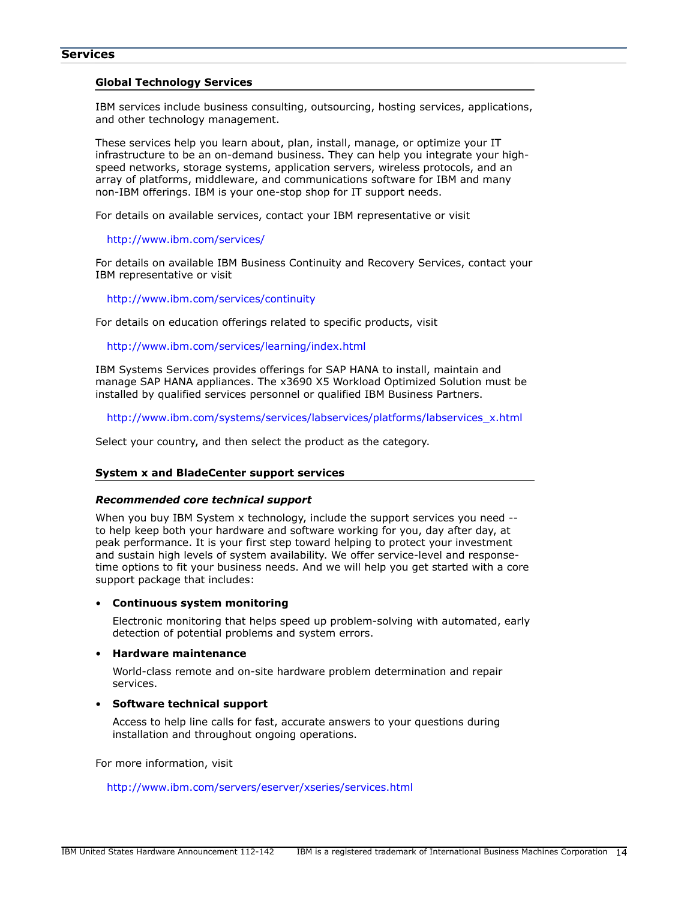## Services

### Global Technology Services

IBM services include business consulting, outsourcing, hosting services, applications, and other technology management.

These services help you learn about, plan, install, manage, or optimize your IT infrastructure to be an on-demand business. They can help you integrate your high-speed networks, storage systems, application servers, wireless protocols, and an array of platforms, middleware, and communications software for IBM and many non-IBM offerings. IBM is your one-stop shop for IT support needs.

For details on available services, contact your IBM representative or visit

http://www.ibm.com/services/

For details on available IBM Business Continuity and Recovery Services, contact your IBM representative or visit

http://www.ibm.com/services/continuity

For details on education offerings related to specific products, visit

http://www.ibm.com/services/learning/index.html

IBM Systems Services provides offerings for SAP HANA to install, maintain and manage SAP HANA appliances. The x3690 X5 Workload Optimized Solution must be installed by qualified services personnel or qualified IBM Business Partners.

http://www.ibm.com/systems/services/labservices/platforms/labservices_x.html

Select your country, and then select the product as the category.

### System x and BladeCenter support services

***Recommended core technical support***

When you buy IBM System x technology, include the support services you need -- to help keep both your hardware and software working for you, day after day, at peak performance. It is your first step toward helping to protect your investment and sustain high levels of system availability. We offer service-level and response-time options to fit your business needs. And we will help you get started with a core support package that includes:

- **Continuous system monitoring**

  Electronic monitoring that helps speed up problem-solving with automated, early detection of potential problems and system errors.

- **Hardware maintenance**

  World-class remote and on-site hardware problem determination and repair services.

- **Software technical support**

  Access to help line calls for fast, accurate answers to your questions during installation and throughout ongoing operations.

For more information, visit

http://www.ibm.com/servers/eserver/xseries/services.html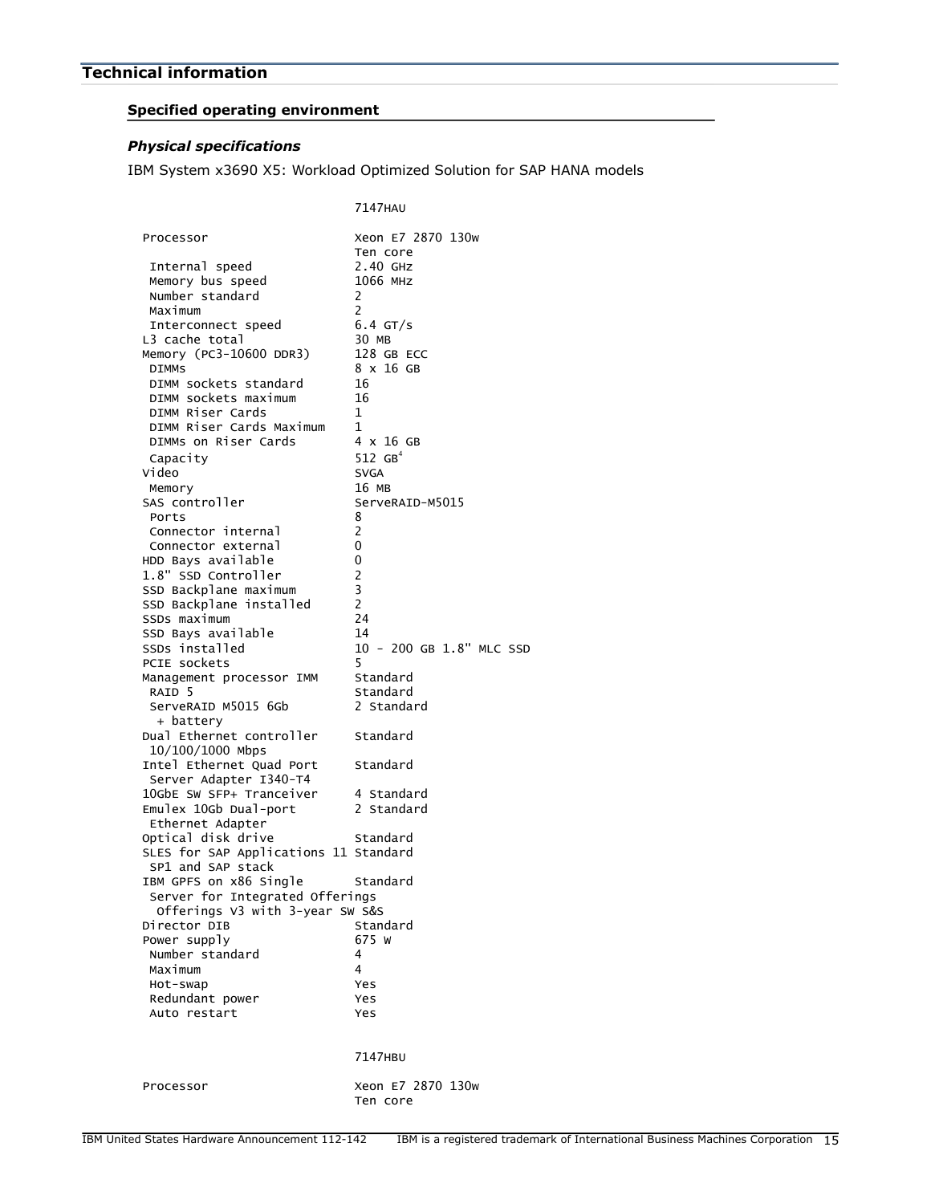## Technical information

### Specified operating environment

#### *Physical specifications*

IBM System x3690 X5: Workload Optimized Solution for SAP HANA models

```
                          7147HAU

Processor                 Xeon E7 2870 130w
                          Ten core
 Internal speed           2.40 GHz
 Memory bus speed         1066 MHz
 Number standard          2
 Maximum                  2
 Interconnect speed       6.4 GT/s
L3 cache total            30 MB
Memory (PC3-10600 DDR3)   128 GB ECC
 DIMMs                    8 x 16 GB
 DIMM sockets standard    16
 DIMM sockets maximum     16
 DIMM Riser Cards         1
 DIMM Riser Cards Maximum 1
 DIMMs on Riser Cards     4 x 16 GB
 Capacity                 512 GB[4]
Video                     SVGA
 Memory                   16 MB
SAS controller            ServeRAID-M5015
 Ports                    8
 Connector internal       2
 Connector external       0
HDD Bays available        0
1.8" SSD Controller       2
SSD Backplane maximum     3
SSD Backplane installed   2
SSDs maximum              24
SSD Bays available        14
SSDs installed            10 - 200 GB 1.8" MLC SSD
PCIE sockets              5
Management processor IMM  Standard
 RAID 5                   Standard
 ServeRAID M5015 6Gb      2 Standard
  + battery
Dual Ethernet controller  Standard
 10/100/1000 Mbps
Intel Ethernet Quad Port  Standard
 Server Adapter I340-T4
10GbE SW SFP+ Tranceiver  4 Standard
Emulex 10Gb Dual-port     2 Standard
 Ethernet Adapter
Optical disk drive        Standard
SLES for SAP Applications 11 Standard
 SP1 and SAP stack
IBM GPFS on x86 Single    Standard
 Server for Integrated Offerings
  Offerings V3 with 3-year SW S&S
Director DIB              Standard
Power supply              675 W
 Number standard          4
 Maximum                  4
 Hot-swap                 Yes
 Redundant power          Yes
 Auto restart             Yes


                          7147HBU

Processor                 Xeon E7 2870 130w
                          Ten core
```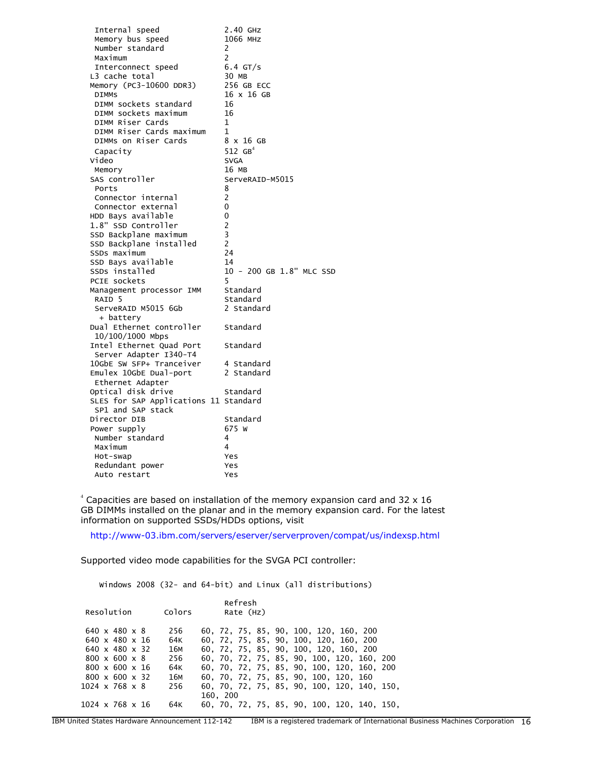```
  Internal speed             2.40 GHz
  Memory bus speed           1066 MHz
  Number standard            2
  Maximum                    2
  Interconnect speed         6.4 GT/s
 L3 cache total              30 MB
 Memory (PC3-10600 DDR3)     256 GB ECC
  DIMMs                      16 x 16 GB
  DIMM sockets standard      16
  DIMM sockets maximum       16
  DIMM Riser Cards           1
  DIMM Riser Cards maximum   1
  DIMMs on Riser Cards       8 x 16 GB
  Capacity                   512 GB[4]
 Video                       SVGA
  Memory                     16 MB
 SAS controller              ServeRAID-M5015
  Ports                      8
  Connector internal         2
  Connector external         0
 HDD Bays available          0
 1.8" SSD Controller         2
 SSD Backplane maximum       3
 SSD Backplane installed     2
 SSDs maximum                24
 SSD Bays available          14
 SSDs installed              10 - 200 GB 1.8" MLC SSD
 PCIE sockets                5
 Management processor IMM    Standard
  RAID 5                     Standard
  ServeRAID M5015 6Gb        2 Standard
   + battery
 Dual Ethernet controller    Standard
  10/100/1000 Mbps
 Intel Ethernet Quad Port    Standard
  Server Adapter I340-T4
 10GbE SW SFP+ Tranceiver    4 Standard
 Emulex 10GbE Dual-port      2 Standard
  Ethernet Adapter
 Optical disk drive          Standard
 SLES for SAP Applications 11 Standard
  SP1 and SAP stack
 Director DIB                Standard
 Power supply                675 W
  Number standard            4
  Maximum                    4
  Hot-swap                   Yes
  Redundant power            Yes
  Auto restart               Yes
```

[4] Capacities are based on installation of the memory expansion card and 32 x 16 GB DIMMs installed on the planar and in the memory expansion card. For the latest information on supported SSDs/HDDs options, visit

http://www-03.ibm.com/servers/eserver/serverproven/compat/us/indexsp.html

Supported video mode capabilities for the SVGA PCI controller:

```
    Windows 2008 (32- and 64-bit) and Linux (all distributions)

                                  Refresh
  Resolution       Colors         Rate (Hz)

  640 x 480 x 8     256     60, 72, 75, 85, 90, 100, 120, 160, 200
  640 x 480 x 16    64K     60, 72, 75, 85, 90, 100, 120, 160, 200
  640 x 480 x 32    16M     60, 72, 75, 85, 90, 100, 120, 160, 200
  800 x 600 x 8     256     60, 70, 72, 75, 85, 90, 100, 120, 160, 200
  800 x 600 x 16    64K     60, 70, 72, 75, 85, 90, 100, 120, 160, 200
  800 x 600 x 32    16M     60, 70, 72, 75, 85, 90, 100, 120, 160
 1024 x 768 x 8     256     60, 70, 72, 75, 85, 90, 100, 120, 140, 150,
                            160, 200
 1024 x 768 x 16    64K     60, 70, 72, 75, 85, 90, 100, 120, 140, 150,
```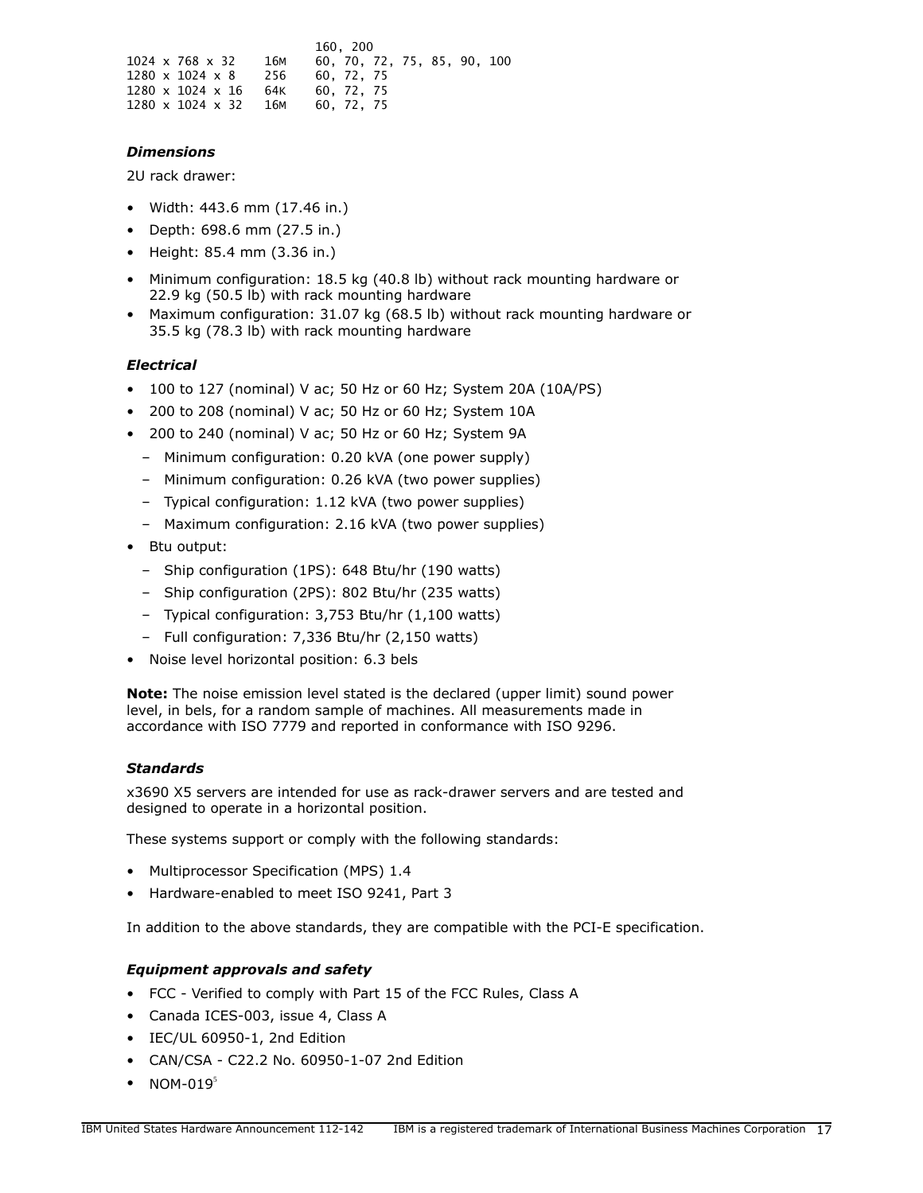```
                              160, 200
1024 x 768 x 32    16M    60, 70, 72, 75, 85, 90, 100
1280 x 1024 x 8    256    60, 72, 75
1280 x 1024 x 16   64K    60, 72, 75
1280 x 1024 x 32   16M    60, 72, 75
```

### *Dimensions*

2U rack drawer:

- Width: 443.6 mm (17.46 in.)
- Depth: 698.6 mm (27.5 in.)
- Height: 85.4 mm (3.36 in.)

- Minimum configuration: 18.5 kg (40.8 lb) without rack mounting hardware or 22.9 kg (50.5 lb) with rack mounting hardware
- Maximum configuration: 31.07 kg (68.5 lb) without rack mounting hardware or 35.5 kg (78.3 lb) with rack mounting hardware

### *Electrical*

- 100 to 127 (nominal) V ac; 50 Hz or 60 Hz; System 20A (10A/PS)
- 200 to 208 (nominal) V ac; 50 Hz or 60 Hz; System 10A
- 200 to 240 (nominal) V ac; 50 Hz or 60 Hz; System 9A
  - Minimum configuration: 0.20 kVA (one power supply)
  - Minimum configuration: 0.26 kVA (two power supplies)
  - Typical configuration: 1.12 kVA (two power supplies)
  - Maximum configuration: 2.16 kVA (two power supplies)
- Btu output:
  - Ship configuration (1PS): 648 Btu/hr (190 watts)
  - Ship configuration (2PS): 802 Btu/hr (235 watts)
  - Typical configuration: 3,753 Btu/hr (1,100 watts)
  - Full configuration: 7,336 Btu/hr (2,150 watts)
- Noise level horizontal position: 6.3 bels

**Note:** The noise emission level stated is the declared (upper limit) sound power level, in bels, for a random sample of machines. All measurements made in accordance with ISO 7779 and reported in conformance with ISO 9296.

### *Standards*

x3690 X5 servers are intended for use as rack-drawer servers and are tested and designed to operate in a horizontal position.

These systems support or comply with the following standards:

- Multiprocessor Specification (MPS) 1.4
- Hardware-enabled to meet ISO 9241, Part 3

In addition to the above standards, they are compatible with the PCI-E specification.

### *Equipment approvals and safety*

- FCC - Verified to comply with Part 15 of the FCC Rules, Class A
- Canada ICES-003, issue 4, Class A
- IEC/UL 60950-1, 2nd Edition
- CAN/CSA - C22.2 No. 60950-1-07 2nd Edition
- NOM-019[5]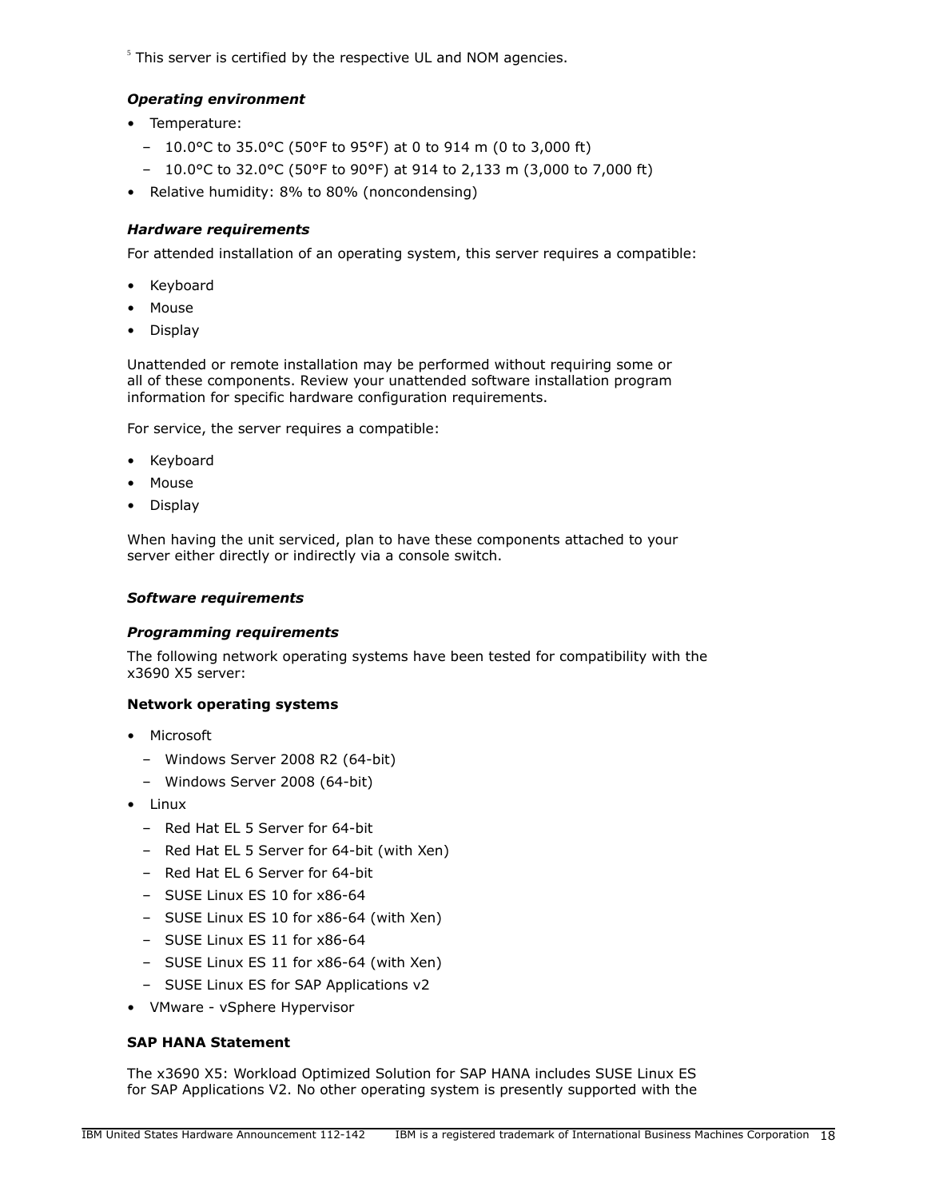[5] This server is certified by the respective UL and NOM agencies.

### *Operating environment*

- Temperature:
  - 10.0°C to 35.0°C (50°F to 95°F) at 0 to 914 m (0 to 3,000 ft)
  - 10.0°C to 32.0°C (50°F to 90°F) at 914 to 2,133 m (3,000 to 7,000 ft)
- Relative humidity: 8% to 80% (noncondensing)

### *Hardware requirements*

For attended installation of an operating system, this server requires a compatible:

- Keyboard
- Mouse
- Display

Unattended or remote installation may be performed without requiring some or all of these components. Review your unattended software installation program information for specific hardware configuration requirements.

For service, the server requires a compatible:

- Keyboard
- Mouse
- Display

When having the unit serviced, plan to have these components attached to your server either directly or indirectly via a console switch.

### *Software requirements*

### *Programming requirements*

The following network operating systems have been tested for compatibility with the x3690 X5 server:

**Network operating systems**

- Microsoft
  - Windows Server 2008 R2 (64-bit)
  - Windows Server 2008 (64-bit)
- Linux
  - Red Hat EL 5 Server for 64-bit
  - Red Hat EL 5 Server for 64-bit (with Xen)
  - Red Hat EL 6 Server for 64-bit
  - SUSE Linux ES 10 for x86-64
  - SUSE Linux ES 10 for x86-64 (with Xen)
  - SUSE Linux ES 11 for x86-64
  - SUSE Linux ES 11 for x86-64 (with Xen)
  - SUSE Linux ES for SAP Applications v2
- VMware - vSphere Hypervisor

**SAP HANA Statement**

The x3690 X5: Workload Optimized Solution for SAP HANA includes SUSE Linux ES for SAP Applications V2. No other operating system is presently supported with the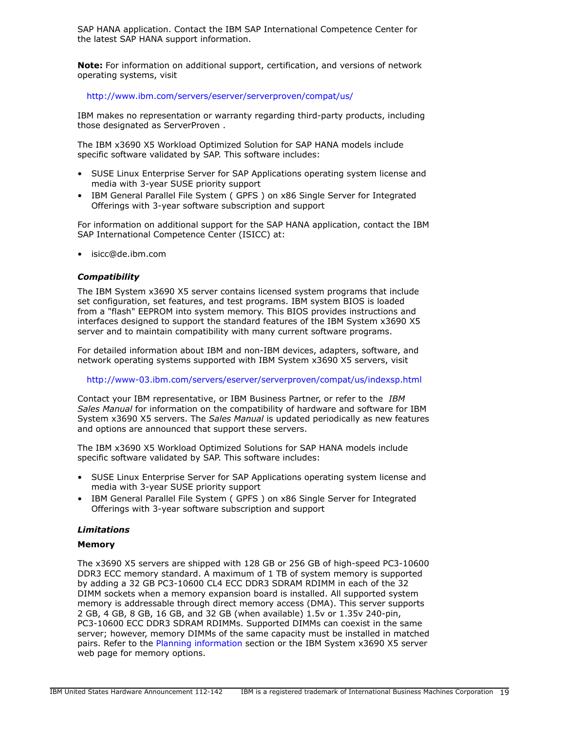SAP HANA application. Contact the IBM SAP International Competence Center for the latest SAP HANA support information.

**Note:** For information on additional support, certification, and versions of network operating systems, visit

http://www.ibm.com/servers/eserver/serverproven/compat/us/

IBM makes no representation or warranty regarding third-party products, including those designated as ServerProven .

The IBM x3690 X5 Workload Optimized Solution for SAP HANA models include specific software validated by SAP. This software includes:

- SUSE Linux Enterprise Server for SAP Applications operating system license and media with 3-year SUSE priority support
- IBM General Parallel File System ( GPFS ) on x86 Single Server for Integrated Offerings with 3-year software subscription and support

For information on additional support for the SAP HANA application, contact the IBM SAP International Competence Center (ISICC) at:

- isicc@de.ibm.com

### *Compatibility*

The IBM System x3690 X5 server contains licensed system programs that include set configuration, set features, and test programs. IBM system BIOS is loaded from a "flash" EEPROM into system memory. This BIOS provides instructions and interfaces designed to support the standard features of the IBM System x3690 X5 server and to maintain compatibility with many current software programs.

For detailed information about IBM and non-IBM devices, adapters, software, and network operating systems supported with IBM System x3690 X5 servers, visit

http://www-03.ibm.com/servers/eserver/serverproven/compat/us/indexsp.html

Contact your IBM representative, or IBM Business Partner, or refer to the *IBM Sales Manual* for information on the compatibility of hardware and software for IBM System x3690 X5 servers. The *Sales Manual* is updated periodically as new features and options are announced that support these servers.

The IBM x3690 X5 Workload Optimized Solutions for SAP HANA models include specific software validated by SAP. This software includes:

- SUSE Linux Enterprise Server for SAP Applications operating system license and media with 3-year SUSE priority support
- IBM General Parallel File System ( GPFS ) on x86 Single Server for Integrated Offerings with 3-year software subscription and support

### *Limitations*

#### Memory

The x3690 X5 servers are shipped with 128 GB or 256 GB of high-speed PC3-10600 DDR3 ECC memory standard. A maximum of 1 TB of system memory is supported by adding a 32 GB PC3-10600 CL4 ECC DDR3 SDRAM RDIMM in each of the 32 DIMM sockets when a memory expansion board is installed. All supported system memory is addressable through direct memory access (DMA). This server supports 2 GB, 4 GB, 8 GB, 16 GB, and 32 GB (when available) 1.5v or 1.35v 240-pin, PC3-10600 ECC DDR3 SDRAM RDIMMs. Supported DIMMs can coexist in the same server; however, memory DIMMs of the same capacity must be installed in matched pairs. Refer to the Planning information section or the IBM System x3690 X5 server web page for memory options.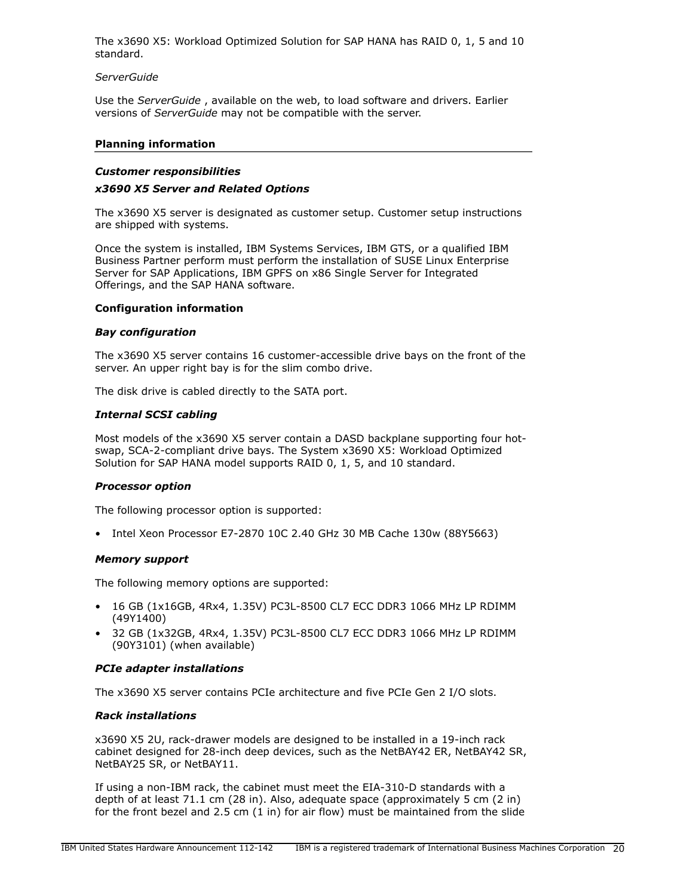The x3690 X5: Workload Optimized Solution for SAP HANA has RAID 0, 1, 5 and 10 standard.

*ServerGuide*

Use the *ServerGuide* , available on the web, to load software and drivers. Earlier versions of *ServerGuide* may not be compatible with the server.

## Planning information

### *Customer responsibilities*

#### *x3690 X5 Server and Related Options*

The x3690 X5 server is designated as customer setup. Customer setup instructions are shipped with systems.

Once the system is installed, IBM Systems Services, IBM GTS, or a qualified IBM Business Partner perform must perform the installation of SUSE Linux Enterprise Server for SAP Applications, IBM GPFS on x86 Single Server for Integrated Offerings, and the SAP HANA software.

### Configuration information

#### *Bay configuration*

The x3690 X5 server contains 16 customer-accessible drive bays on the front of the server. An upper right bay is for the slim combo drive.

The disk drive is cabled directly to the SATA port.

#### *Internal SCSI cabling*

Most models of the x3690 X5 server contain a DASD backplane supporting four hot-swap, SCA-2-compliant drive bays. The System x3690 X5: Workload Optimized Solution for SAP HANA model supports RAID 0, 1, 5, and 10 standard.

#### *Processor option*

The following processor option is supported:

- Intel Xeon Processor E7-2870 10C 2.40 GHz 30 MB Cache 130w (88Y5663)

#### *Memory support*

The following memory options are supported:

- 16 GB (1x16GB, 4Rx4, 1.35V) PC3L-8500 CL7 ECC DDR3 1066 MHz LP RDIMM (49Y1400)
- 32 GB (1x32GB, 4Rx4, 1.35V) PC3L-8500 CL7 ECC DDR3 1066 MHz LP RDIMM (90Y3101) (when available)

#### *PCIe adapter installations*

The x3690 X5 server contains PCIe architecture and five PCIe Gen 2 I/O slots.

#### *Rack installations*

x3690 X5 2U, rack-drawer models are designed to be installed in a 19-inch rack cabinet designed for 28-inch deep devices, such as the NetBAY42 ER, NetBAY42 SR, NetBAY25 SR, or NetBAY11.

If using a non-IBM rack, the cabinet must meet the EIA-310-D standards with a depth of at least 71.1 cm (28 in). Also, adequate space (approximately 5 cm (2 in) for the front bezel and 2.5 cm (1 in) for air flow) must be maintained from the slide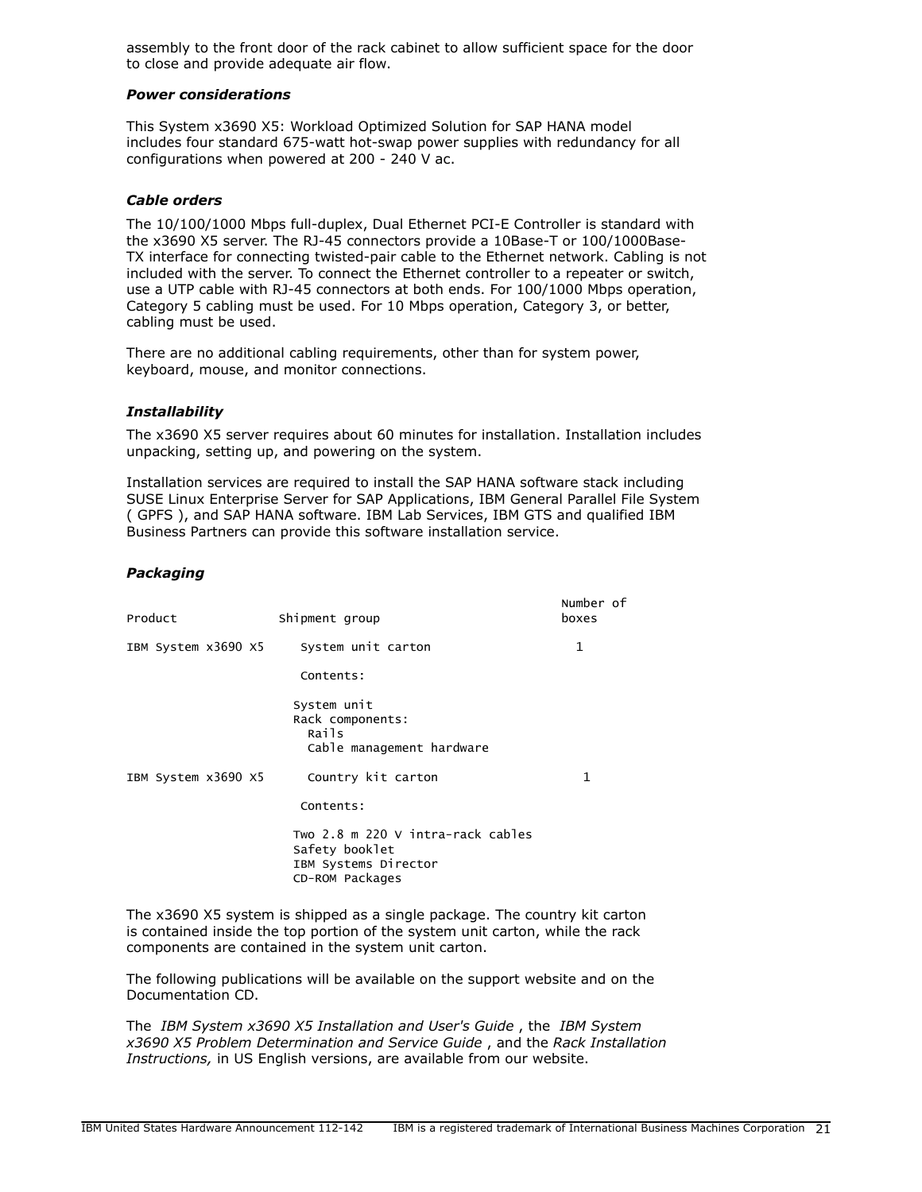assembly to the front door of the rack cabinet to allow sufficient space for the door to close and provide adequate air flow.

***Power considerations***

This System x3690 X5: Workload Optimized Solution for SAP HANA model includes four standard 675-watt hot-swap power supplies with redundancy for all configurations when powered at 200 - 240 V ac.

***Cable orders***

The 10/100/1000 Mbps full-duplex, Dual Ethernet PCI-E Controller is standard with the x3690 X5 server. The RJ-45 connectors provide a 10Base-T or 100/1000Base-TX interface for connecting twisted-pair cable to the Ethernet network. Cabling is not included with the server. To connect the Ethernet controller to a repeater or switch, use a UTP cable with RJ-45 connectors at both ends. For 100/1000 Mbps operation, Category 5 cabling must be used. For 10 Mbps operation, Category 3, or better, cabling must be used.

There are no additional cabling requirements, other than for system power, keyboard, mouse, and monitor connections.

***Installability***

The x3690 X5 server requires about 60 minutes for installation. Installation includes unpacking, setting up, and powering on the system.

Installation services are required to install the SAP HANA software stack including SUSE Linux Enterprise Server for SAP Applications, IBM General Parallel File System ( GPFS ), and SAP HANA software. IBM Lab Services, IBM GTS and qualified IBM Business Partners can provide this software installation service.

***Packaging***

```
                                                          Number of
Product              Shipment group                       boxes

IBM System x3690 X5     System unit carton                  1

                        Contents:

                       System unit
                       Rack components:
                         Rails
                         Cable management hardware

IBM System x3690 X5      Country kit carton                  1

                        Contents:

                       Two 2.8 m 220 V intra-rack cables
                       Safety booklet
                       IBM Systems Director
                       CD-ROM Packages
```

The x3690 X5 system is shipped as a single package. The country kit carton is contained inside the top portion of the system unit carton, while the rack components are contained in the system unit carton.

The following publications will be available on the support website and on the Documentation CD.

The *IBM System x3690 X5 Installation and User's Guide* , the *IBM System x3690 X5 Problem Determination and Service Guide* , and the *Rack Installation Instructions,* in US English versions, are available from our website.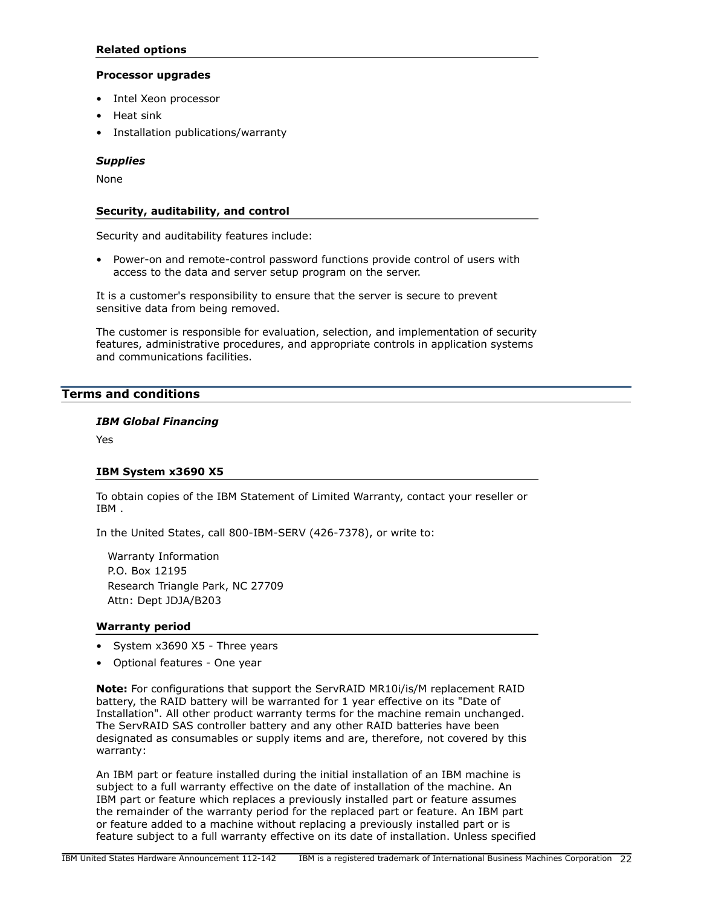### Related options

**Processor upgrades**

- Intel Xeon processor
- Heat sink
- Installation publications/warranty

***Supplies***

None

### Security, auditability, and control

Security and auditability features include:

- Power-on and remote-control password functions provide control of users with access to the data and server setup program on the server.

It is a customer's responsibility to ensure that the server is secure to prevent sensitive data from being removed.

The customer is responsible for evaluation, selection, and implementation of security features, administrative procedures, and appropriate controls in application systems and communications facilities.

## Terms and conditions

***IBM Global Financing***

Yes

### IBM System x3690 X5

To obtain copies of the IBM Statement of Limited Warranty, contact your reseller or IBM .

In the United States, call 800-IBM-SERV (426-7378), or write to:

Warranty Information
P.O. Box 12195
Research Triangle Park, NC 27709
Attn: Dept JDJA/B203

### Warranty period

- System x3690 X5 - Three years
- Optional features - One year

**Note:** For configurations that support the ServRAID MR10i/is/M replacement RAID battery, the RAID battery will be warranted for 1 year effective on its "Date of Installation". All other product warranty terms for the machine remain unchanged. The ServRAID SAS controller battery and any other RAID batteries have been designated as consumables or supply items and are, therefore, not covered by this warranty:

An IBM part or feature installed during the initial installation of an IBM machine is subject to a full warranty effective on the date of installation of the machine. An IBM part or feature which replaces a previously installed part or feature assumes the remainder of the warranty period for the replaced part or feature. An IBM part or feature added to a machine without replacing a previously installed part or is feature subject to a full warranty effective on its date of installation. Unless specified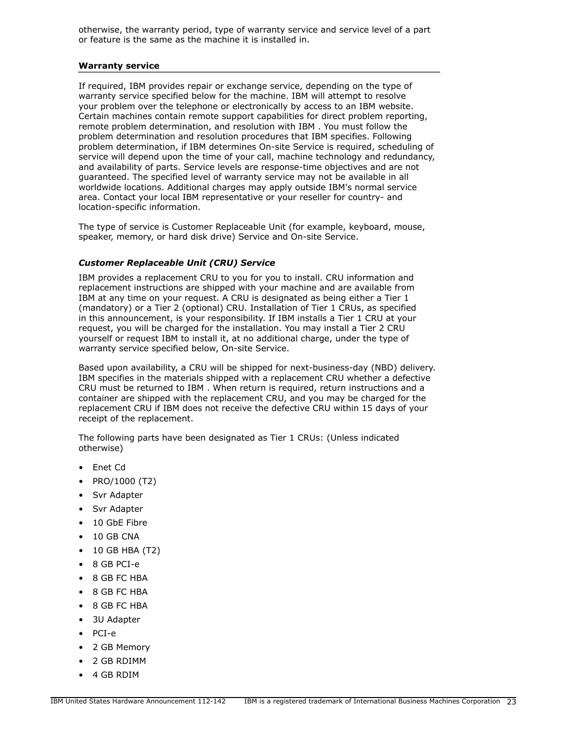otherwise, the warranty period, type of warranty service and service level of a part or feature is the same as the machine it is installed in.

## Warranty service

If required, IBM provides repair or exchange service, depending on the type of warranty service specified below for the machine. IBM will attempt to resolve your problem over the telephone or electronically by access to an IBM website. Certain machines contain remote support capabilities for direct problem reporting, remote problem determination, and resolution with IBM . You must follow the problem determination and resolution procedures that IBM specifies. Following problem determination, if IBM determines On-site Service is required, scheduling of service will depend upon the time of your call, machine technology and redundancy, and availability of parts. Service levels are response-time objectives and are not guaranteed. The specified level of warranty service may not be available in all worldwide locations. Additional charges may apply outside IBM's normal service area. Contact your local IBM representative or your reseller for country- and location-specific information.

The type of service is Customer Replaceable Unit (for example, keyboard, mouse, speaker, memory, or hard disk drive) Service and On-site Service.

### *Customer Replaceable Unit (CRU) Service*

IBM provides a replacement CRU to you for you to install. CRU information and replacement instructions are shipped with your machine and are available from IBM at any time on your request. A CRU is designated as being either a Tier 1 (mandatory) or a Tier 2 (optional) CRU. Installation of Tier 1 CRUs, as specified in this announcement, is your responsibility. If IBM installs a Tier 1 CRU at your request, you will be charged for the installation. You may install a Tier 2 CRU yourself or request IBM to install it, at no additional charge, under the type of warranty service specified below, On-site Service.

Based upon availability, a CRU will be shipped for next-business-day (NBD) delivery. IBM specifies in the materials shipped with a replacement CRU whether a defective CRU must be returned to IBM . When return is required, return instructions and a container are shipped with the replacement CRU, and you may be charged for the replacement CRU if IBM does not receive the defective CRU within 15 days of your receipt of the replacement.

The following parts have been designated as Tier 1 CRUs: (Unless indicated otherwise)

- Enet Cd
- PRO/1000 (T2)
- Svr Adapter
- Svr Adapter
- 10 GbE Fibre
- 10 GB CNA
- 10 GB HBA (T2)
- 8 GB PCI-e
- 8 GB FC HBA
- 8 GB FC HBA
- 8 GB FC HBA
- 3U Adapter
- PCI-e
- 2 GB Memory
- 2 GB RDIMM
- 4 GB RDIM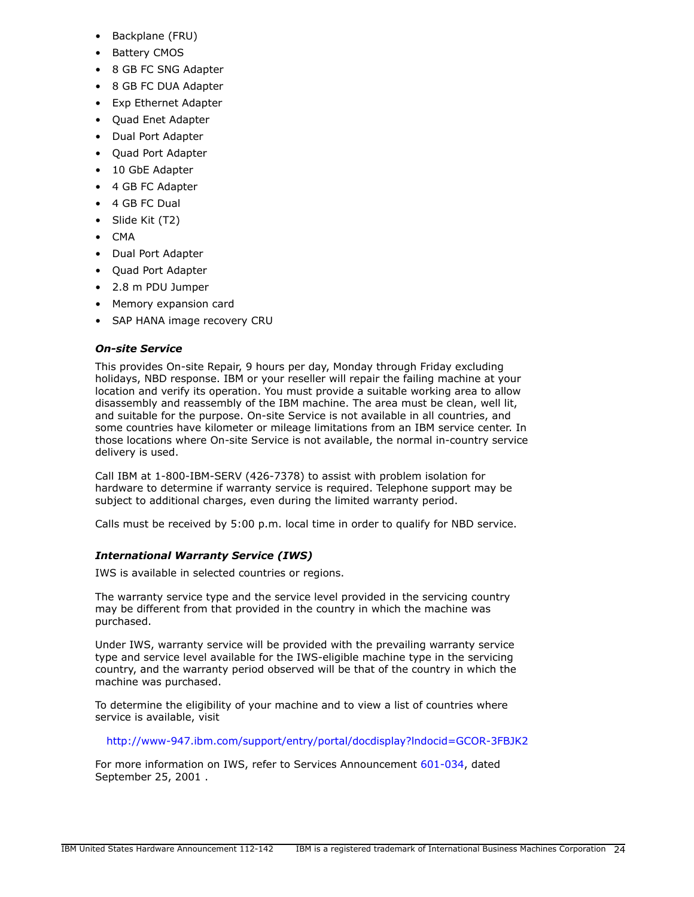- Backplane (FRU)
- Battery CMOS
- 8 GB FC SNG Adapter
- 8 GB FC DUA Adapter
- Exp Ethernet Adapter
- Quad Enet Adapter
- Dual Port Adapter
- Quad Port Adapter
- 10 GbE Adapter
- 4 GB FC Adapter
- 4 GB FC Dual
- Slide Kit (T2)
- CMA
- Dual Port Adapter
- Quad Port Adapter
- 2.8 m PDU Jumper
- Memory expansion card
- SAP HANA image recovery CRU

***On-site Service***

This provides On-site Repair, 9 hours per day, Monday through Friday excluding holidays, NBD response. IBM or your reseller will repair the failing machine at your location and verify its operation. You must provide a suitable working area to allow disassembly and reassembly of the IBM machine. The area must be clean, well lit, and suitable for the purpose. On-site Service is not available in all countries, and some countries have kilometer or mileage limitations from an IBM service center. In those locations where On-site Service is not available, the normal in-country service delivery is used.

Call IBM at 1-800-IBM-SERV (426-7378) to assist with problem isolation for hardware to determine if warranty service is required. Telephone support may be subject to additional charges, even during the limited warranty period.

Calls must be received by 5:00 p.m. local time in order to qualify for NBD service.

***International Warranty Service (IWS)***

IWS is available in selected countries or regions.

The warranty service type and the service level provided in the servicing country may be different from that provided in the country in which the machine was purchased.

Under IWS, warranty service will be provided with the prevailing warranty service type and service level available for the IWS-eligible machine type in the servicing country, and the warranty period observed will be that of the country in which the machine was purchased.

To determine the eligibility of your machine and to view a list of countries where service is available, visit

http://www-947.ibm.com/support/entry/portal/docdisplay?lndocid=GCOR-3FBJK2

For more information on IWS, refer to Services Announcement 601-034, dated September 25, 2001 .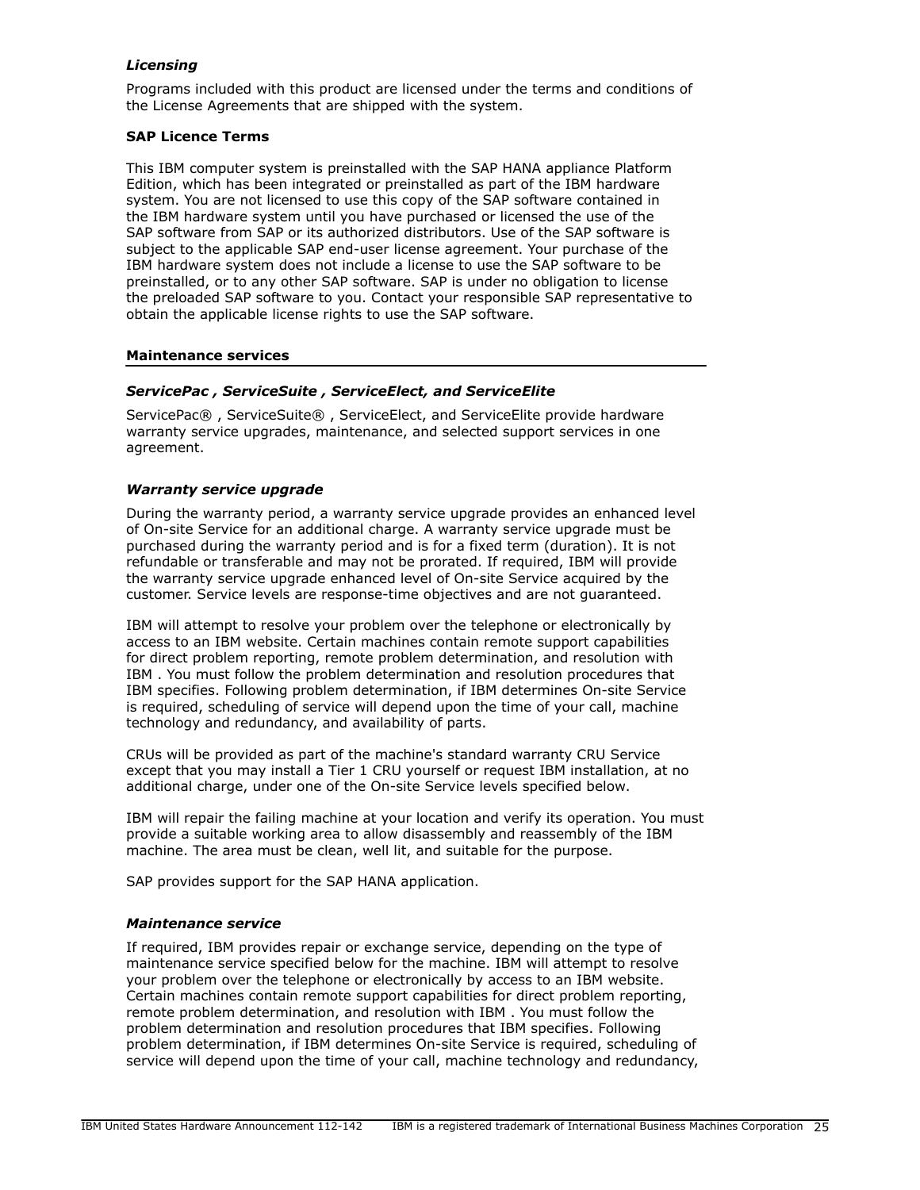### *Licensing*

Programs included with this product are licensed under the terms and conditions of the License Agreements that are shipped with the system.

**SAP Licence Terms**

This IBM computer system is preinstalled with the SAP HANA appliance Platform Edition, which has been integrated or preinstalled as part of the IBM hardware system. You are not licensed to use this copy of the SAP software contained in the IBM hardware system until you have purchased or licensed the use of the SAP software from SAP or its authorized distributors. Use of the SAP software is subject to the applicable SAP end-user license agreement. Your purchase of the IBM hardware system does not include a license to use the SAP software to be preinstalled, or to any other SAP software. SAP is under no obligation to license the preloaded SAP software to you. Contact your responsible SAP representative to obtain the applicable license rights to use the SAP software.

## Maintenance services

### *ServicePac , ServiceSuite , ServiceElect, and ServiceElite*

ServicePac® , ServiceSuite® , ServiceElect, and ServiceElite provide hardware warranty service upgrades, maintenance, and selected support services in one agreement.

### *Warranty service upgrade*

During the warranty period, a warranty service upgrade provides an enhanced level of On-site Service for an additional charge. A warranty service upgrade must be purchased during the warranty period and is for a fixed term (duration). It is not refundable or transferable and may not be prorated. If required, IBM will provide the warranty service upgrade enhanced level of On-site Service acquired by the customer. Service levels are response-time objectives and are not guaranteed.

IBM will attempt to resolve your problem over the telephone or electronically by access to an IBM website. Certain machines contain remote support capabilities for direct problem reporting, remote problem determination, and resolution with IBM . You must follow the problem determination and resolution procedures that IBM specifies. Following problem determination, if IBM determines On-site Service is required, scheduling of service will depend upon the time of your call, machine technology and redundancy, and availability of parts.

CRUs will be provided as part of the machine's standard warranty CRU Service except that you may install a Tier 1 CRU yourself or request IBM installation, at no additional charge, under one of the On-site Service levels specified below.

IBM will repair the failing machine at your location and verify its operation. You must provide a suitable working area to allow disassembly and reassembly of the IBM machine. The area must be clean, well lit, and suitable for the purpose.

SAP provides support for the SAP HANA application.

### *Maintenance service*

If required, IBM provides repair or exchange service, depending on the type of maintenance service specified below for the machine. IBM will attempt to resolve your problem over the telephone or electronically by access to an IBM website. Certain machines contain remote support capabilities for direct problem reporting, remote problem determination, and resolution with IBM . You must follow the problem determination and resolution procedures that IBM specifies. Following problem determination, if IBM determines On-site Service is required, scheduling of service will depend upon the time of your call, machine technology and redundancy,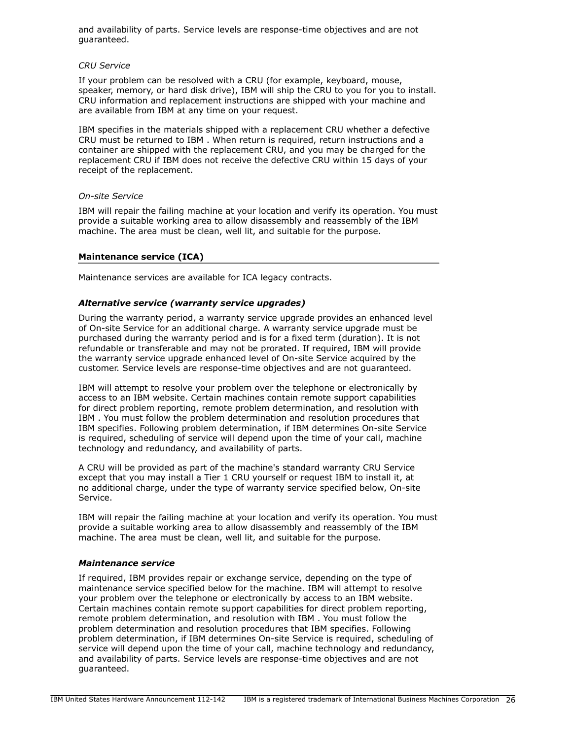and availability of parts. Service levels are response-time objectives and are not guaranteed.

*CRU Service*

If your problem can be resolved with a CRU (for example, keyboard, mouse, speaker, memory, or hard disk drive), IBM will ship the CRU to you for you to install. CRU information and replacement instructions are shipped with your machine and are available from IBM at any time on your request.

IBM specifies in the materials shipped with a replacement CRU whether a defective CRU must be returned to IBM . When return is required, return instructions and a container are shipped with the replacement CRU, and you may be charged for the replacement CRU if IBM does not receive the defective CRU within 15 days of your receipt of the replacement.

*On-site Service*

IBM will repair the failing machine at your location and verify its operation. You must provide a suitable working area to allow disassembly and reassembly of the IBM machine. The area must be clean, well lit, and suitable for the purpose.

## Maintenance service (ICA)

Maintenance services are available for ICA legacy contracts.

### *Alternative service (warranty service upgrades)*

During the warranty period, a warranty service upgrade provides an enhanced level of On-site Service for an additional charge. A warranty service upgrade must be purchased during the warranty period and is for a fixed term (duration). It is not refundable or transferable and may not be prorated. If required, IBM will provide the warranty service upgrade enhanced level of On-site Service acquired by the customer. Service levels are response-time objectives and are not guaranteed.

IBM will attempt to resolve your problem over the telephone or electronically by access to an IBM website. Certain machines contain remote support capabilities for direct problem reporting, remote problem determination, and resolution with IBM . You must follow the problem determination and resolution procedures that IBM specifies. Following problem determination, if IBM determines On-site Service is required, scheduling of service will depend upon the time of your call, machine technology and redundancy, and availability of parts.

A CRU will be provided as part of the machine's standard warranty CRU Service except that you may install a Tier 1 CRU yourself or request IBM to install it, at no additional charge, under the type of warranty service specified below, On-site Service.

IBM will repair the failing machine at your location and verify its operation. You must provide a suitable working area to allow disassembly and reassembly of the IBM machine. The area must be clean, well lit, and suitable for the purpose.

### *Maintenance service*

If required, IBM provides repair or exchange service, depending on the type of maintenance service specified below for the machine. IBM will attempt to resolve your problem over the telephone or electronically by access to an IBM website. Certain machines contain remote support capabilities for direct problem reporting, remote problem determination, and resolution with IBM . You must follow the problem determination and resolution procedures that IBM specifies. Following problem determination, if IBM determines On-site Service is required, scheduling of service will depend upon the time of your call, machine technology and redundancy, and availability of parts. Service levels are response-time objectives and are not guaranteed.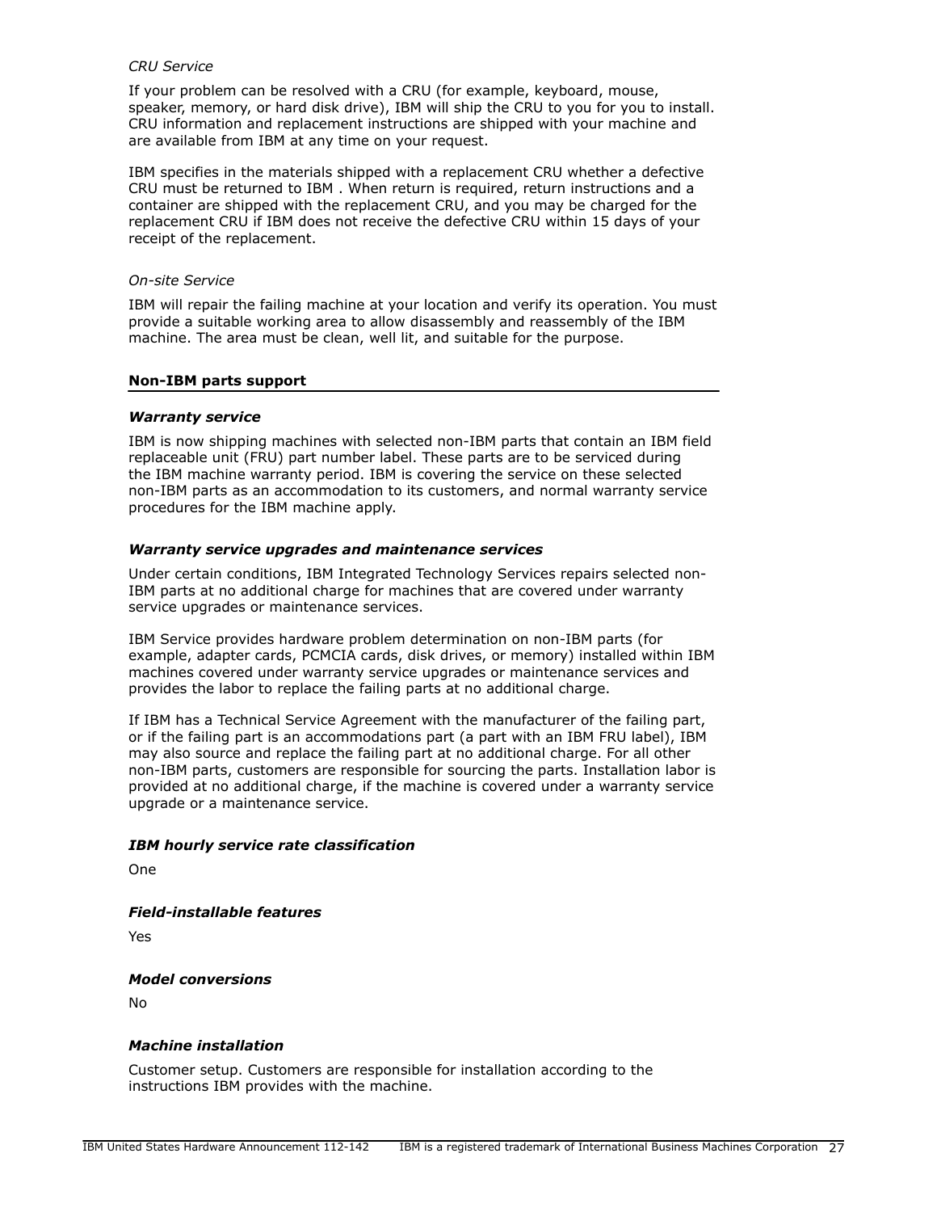*CRU Service*

If your problem can be resolved with a CRU (for example, keyboard, mouse, speaker, memory, or hard disk drive), IBM will ship the CRU to you for you to install. CRU information and replacement instructions are shipped with your machine and are available from IBM at any time on your request.

IBM specifies in the materials shipped with a replacement CRU whether a defective CRU must be returned to IBM . When return is required, return instructions and a container are shipped with the replacement CRU, and you may be charged for the replacement CRU if IBM does not receive the defective CRU within 15 days of your receipt of the replacement.

*On-site Service*

IBM will repair the failing machine at your location and verify its operation. You must provide a suitable working area to allow disassembly and reassembly of the IBM machine. The area must be clean, well lit, and suitable for the purpose.

## Non-IBM parts support

### *Warranty service*

IBM is now shipping machines with selected non-IBM parts that contain an IBM field replaceable unit (FRU) part number label. These parts are to be serviced during the IBM machine warranty period. IBM is covering the service on these selected non-IBM parts as an accommodation to its customers, and normal warranty service procedures for the IBM machine apply.

### *Warranty service upgrades and maintenance services*

Under certain conditions, IBM Integrated Technology Services repairs selected non-IBM parts at no additional charge for machines that are covered under warranty service upgrades or maintenance services.

IBM Service provides hardware problem determination on non-IBM parts (for example, adapter cards, PCMCIA cards, disk drives, or memory) installed within IBM machines covered under warranty service upgrades or maintenance services and provides the labor to replace the failing parts at no additional charge.

If IBM has a Technical Service Agreement with the manufacturer of the failing part, or if the failing part is an accommodations part (a part with an IBM FRU label), IBM may also source and replace the failing part at no additional charge. For all other non-IBM parts, customers are responsible for sourcing the parts. Installation labor is provided at no additional charge, if the machine is covered under a warranty service upgrade or a maintenance service.

### *IBM hourly service rate classification*

One

### *Field-installable features*

Yes

### *Model conversions*

No

### *Machine installation*

Customer setup. Customers are responsible for installation according to the instructions IBM provides with the machine.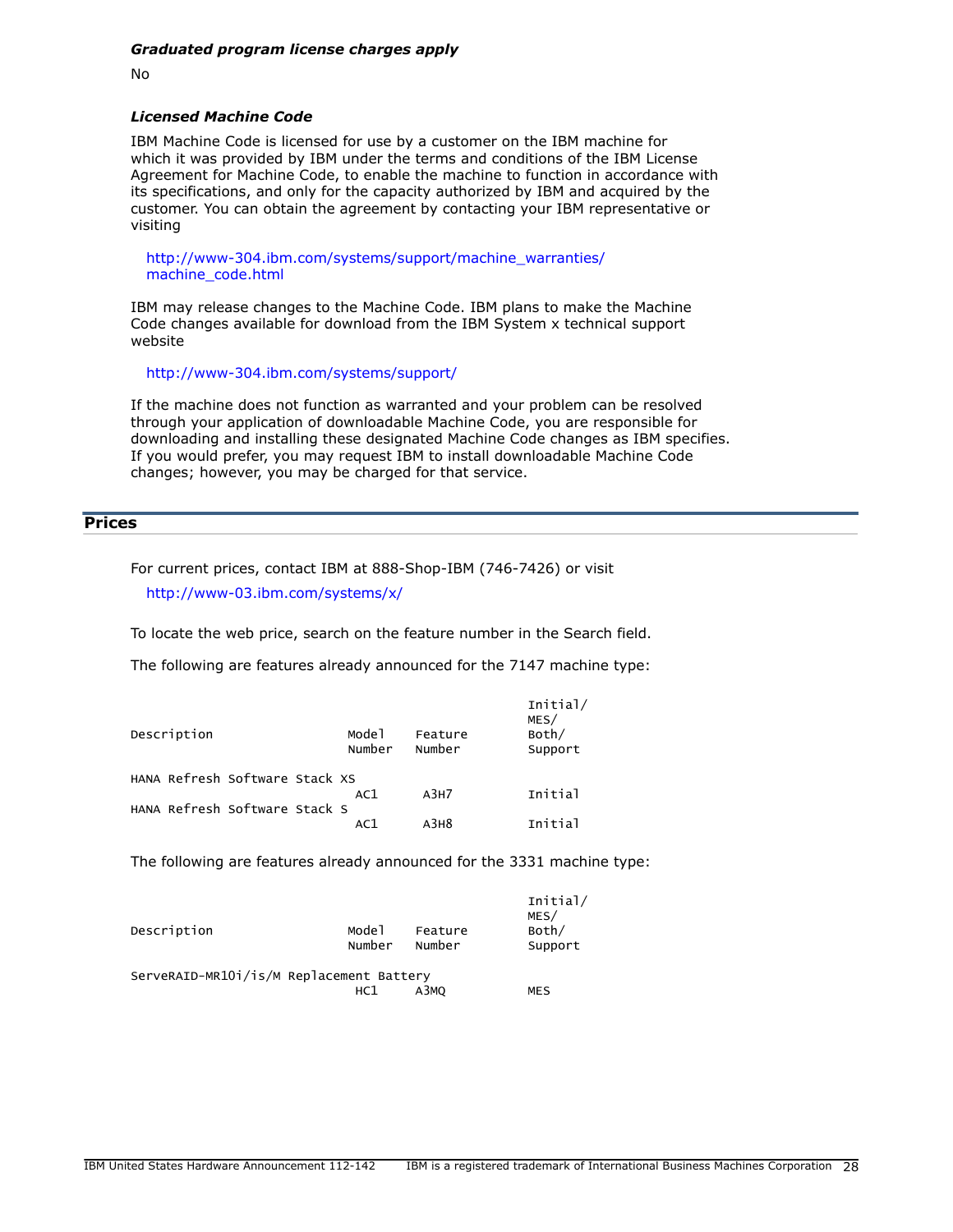***Graduated program license charges apply***

No

***Licensed Machine Code***

IBM Machine Code is licensed for use by a customer on the IBM machine for which it was provided by IBM under the terms and conditions of the IBM License Agreement for Machine Code, to enable the machine to function in accordance with its specifications, and only for the capacity authorized by IBM and acquired by the customer. You can obtain the agreement by contacting your IBM representative or visiting

http://www-304.ibm.com/systems/support/machine_warranties/machine_code.html

IBM may release changes to the Machine Code. IBM plans to make the Machine Code changes available for download from the IBM System x technical support website

http://www-304.ibm.com/systems/support/

If the machine does not function as warranted and your problem can be resolved through your application of downloadable Machine Code, you are responsible for downloading and installing these designated Machine Code changes as IBM specifies. If you would prefer, you may request IBM to install downloadable Machine Code changes; however, you may be charged for that service.

## Prices

For current prices, contact IBM at 888-Shop-IBM (746-7426) or visit

http://www-03.ibm.com/systems/x/

To locate the web price, search on the feature number in the Search field.

The following are features already announced for the 7147 machine type:

| Description | Model Number | Feature Number | Initial/ MES/ Both/ Support |
|---|---|---|---|
| HANA Refresh Software Stack XS | AC1 | A3H7 | Initial |
| HANA Refresh Software Stack S | AC1 | A3H8 | Initial |

The following are features already announced for the 3331 machine type:

| Description | Model Number | Feature Number | Initial/ MES/ Both/ Support |
|---|---|---|---|
| ServeRAID-MR10i/is/M Replacement Battery | HC1 | A3MQ | MES |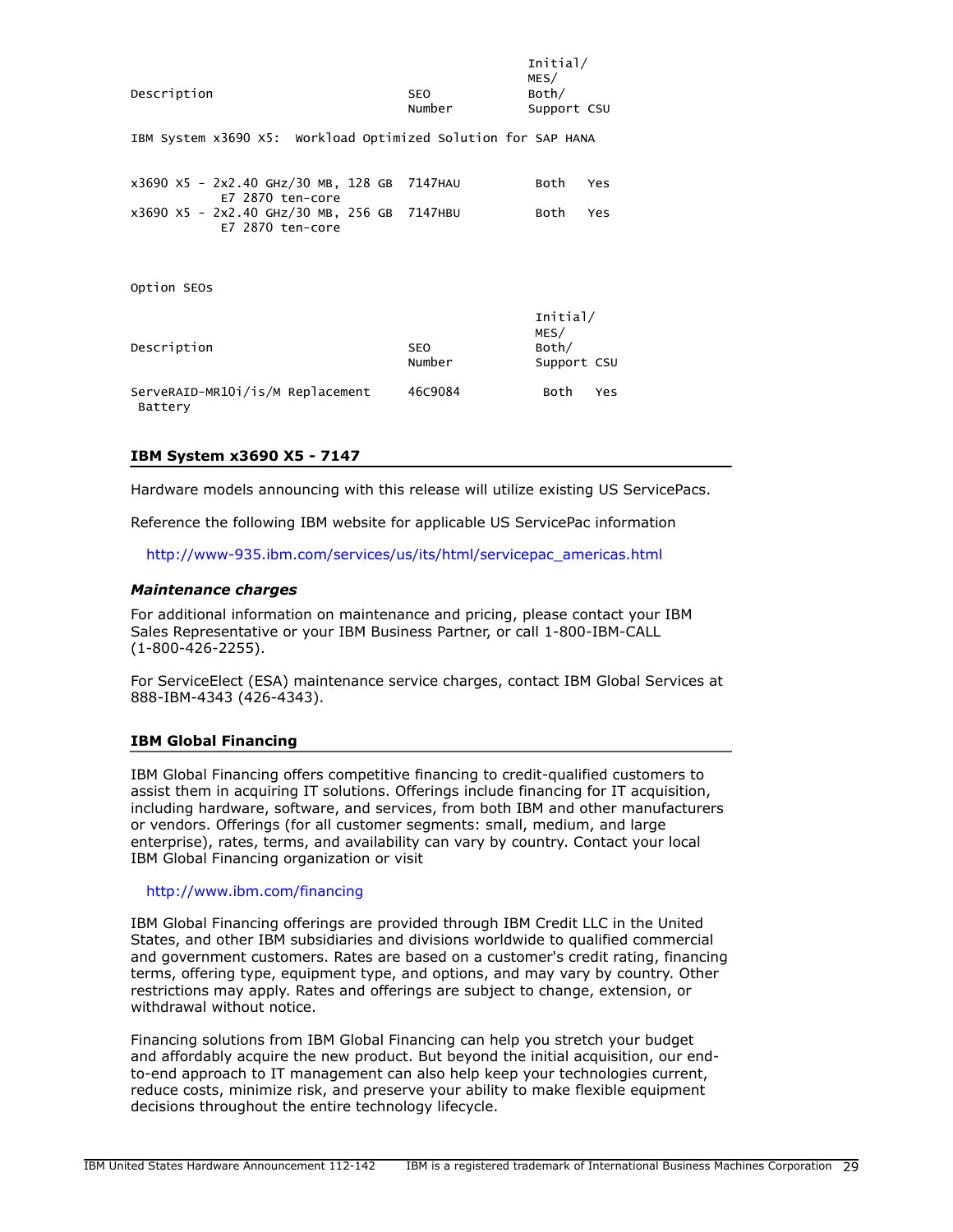| Description | SEO Number | Initial/ MES/ Both/ Support | CSU |
|---|---|---|---|
| IBM System x3690 X5: Workload Optimized Solution for SAP HANA | | | |
| x3690 X5 - 2x2.40 GHz/30 MB, 128 GB E7 2870 ten-core | 7147HAU | Both | Yes |
| x3690 X5 - 2x2.40 GHz/30 MB, 256 GB E7 2870 ten-core | 7147HBU | Both | Yes |

Option SEOs

| Description | SEO Number | Initial/ MES/ Both/ Support | CSU |
|---|---|---|---|
| ServeRAID-MR10i/is/M Replacement Battery | 46C9084 | Both | Yes |

## IBM System x3690 X5 - 7147

Hardware models announcing with this release will utilize existing US ServicePacs.

Reference the following IBM website for applicable US ServicePac information

http://www-935.ibm.com/services/us/its/html/servicepac_americas.html

### *Maintenance charges*

For additional information on maintenance and pricing, please contact your IBM Sales Representative or your IBM Business Partner, or call 1-800-IBM-CALL (1-800-426-2255).

For ServiceElect (ESA) maintenance service charges, contact IBM Global Services at 888-IBM-4343 (426-4343).

## IBM Global Financing

IBM Global Financing offers competitive financing to credit-qualified customers to assist them in acquiring IT solutions. Offerings include financing for IT acquisition, including hardware, software, and services, from both IBM and other manufacturers or vendors. Offerings (for all customer segments: small, medium, and large enterprise), rates, terms, and availability can vary by country. Contact your local IBM Global Financing organization or visit

http://www.ibm.com/financing

IBM Global Financing offerings are provided through IBM Credit LLC in the United States, and other IBM subsidiaries and divisions worldwide to qualified commercial and government customers. Rates are based on a customer's credit rating, financing terms, offering type, equipment type, and options, and may vary by country. Other restrictions may apply. Rates and offerings are subject to change, extension, or withdrawal without notice.

Financing solutions from IBM Global Financing can help you stretch your budget and affordably acquire the new product. But beyond the initial acquisition, our end-to-end approach to IT management can also help keep your technologies current, reduce costs, minimize risk, and preserve your ability to make flexible equipment decisions throughout the entire technology lifecycle.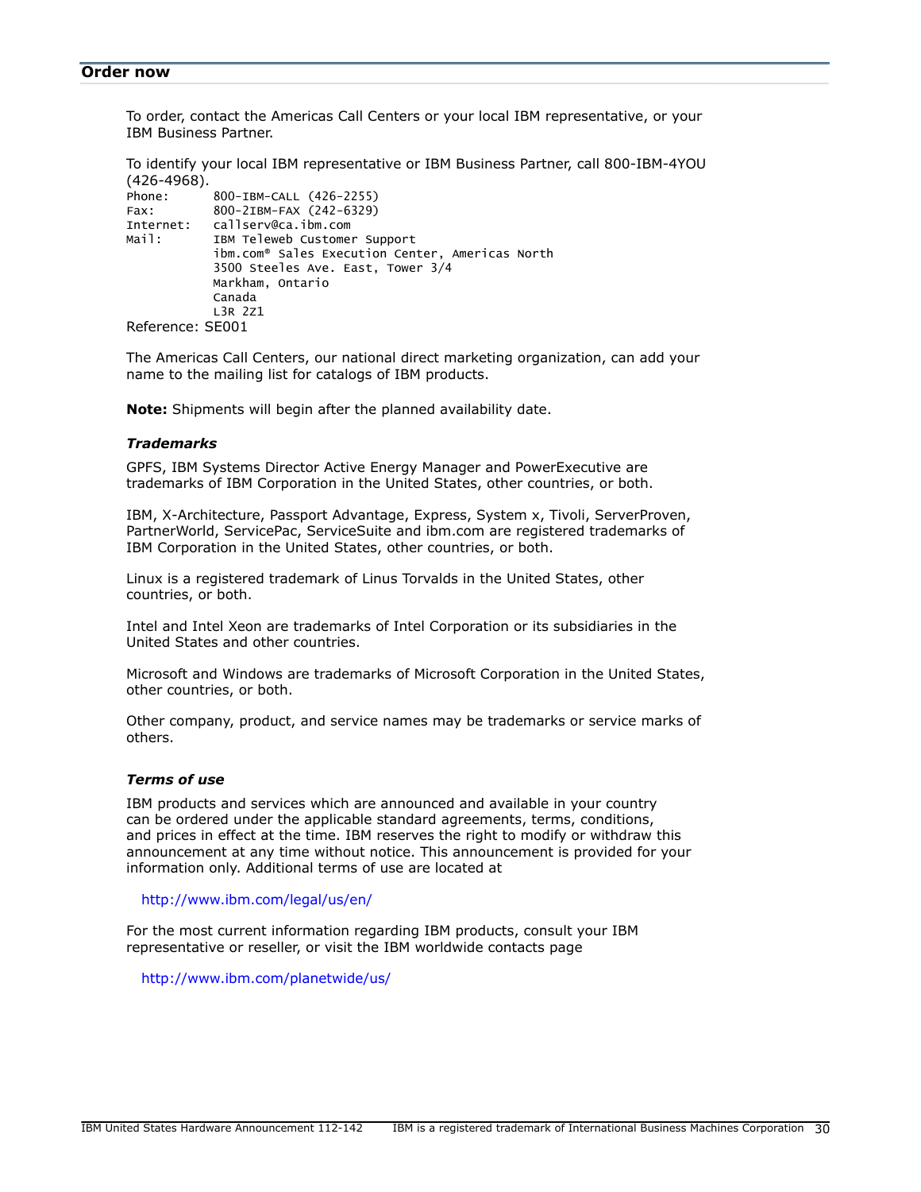## Order now

To order, contact the Americas Call Centers or your local IBM representative, or your IBM Business Partner.

To identify your local IBM representative or IBM Business Partner, call 800-IBM-4YOU (426-4968).

```
Phone:      800-IBM-CALL (426-2255)
Fax:        800-2IBM-FAX (242-6329)
Internet:   callserv@ca.ibm.com
Mail:       IBM Teleweb Customer Support
            ibm.com® Sales Execution Center, Americas North
            3500 Steeles Ave. East, Tower 3/4
            Markham, Ontario
            Canada
            L3R 2Z1
```

Reference: SE001

The Americas Call Centers, our national direct marketing organization, can add your name to the mailing list for catalogs of IBM products.

**Note:** Shipments will begin after the planned availability date.

### *Trademarks*

GPFS, IBM Systems Director Active Energy Manager and PowerExecutive are trademarks of IBM Corporation in the United States, other countries, or both.

IBM, X-Architecture, Passport Advantage, Express, System x, Tivoli, ServerProven, PartnerWorld, ServicePac, ServiceSuite and ibm.com are registered trademarks of IBM Corporation in the United States, other countries, or both.

Linux is a registered trademark of Linus Torvalds in the United States, other countries, or both.

Intel and Intel Xeon are trademarks of Intel Corporation or its subsidiaries in the United States and other countries.

Microsoft and Windows are trademarks of Microsoft Corporation in the United States, other countries, or both.

Other company, product, and service names may be trademarks or service marks of others.

### *Terms of use*

IBM products and services which are announced and available in your country can be ordered under the applicable standard agreements, terms, conditions, and prices in effect at the time. IBM reserves the right to modify or withdraw this announcement at any time without notice. This announcement is provided for your information only. Additional terms of use are located at

http://www.ibm.com/legal/us/en/

For the most current information regarding IBM products, consult your IBM representative or reseller, or visit the IBM worldwide contacts page

http://www.ibm.com/planetwide/us/